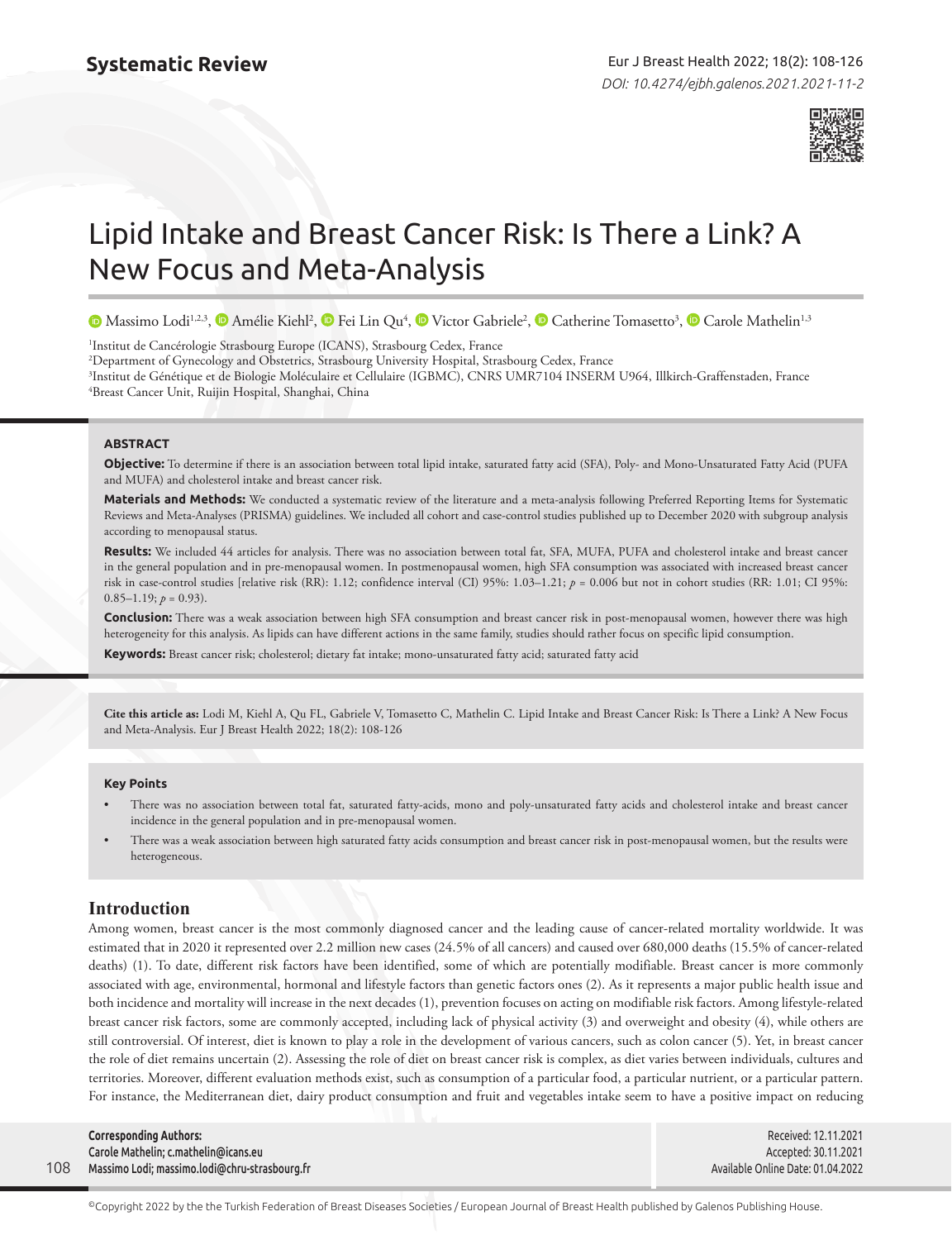Systematic Review

# Lipid Intake and Breast Cancer Risk: Is There a Link? A New Focus and Meta-Analysis

Massimo Lodi[1,2,3], Amélie Kiehl[2], Fei Lin Qu[4], Victor Gabriele[2], Catherine Tomasetto[3], Carole Mathelin[1,3]

[1]Institut de Cancérologie Strasbourg Europe (ICANS), Strasbourg Cedex, France
[2]Department of Gynecology and Obstetrics, Strasbourg University Hospital, Strasbourg Cedex, France
[3]Institut de Génétique et de Biologie Moléculaire et Cellulaire (IGBMC), CNRS UMR7104 INSERM U964, Illkirch-Graffenstaden, France
[4]Breast Cancer Unit, Ruijin Hospital, Shanghai, China

## ABSTRACT

**Objective:** To determine if there is an association between total lipid intake, saturated fatty acid (SFA), Poly- and Mono-Unsaturated Fatty Acid (PUFA and MUFA) and cholesterol intake and breast cancer risk.

**Materials and Methods:** We conducted a systematic review of the literature and a meta-analysis following Preferred Reporting Items for Systematic Reviews and Meta-Analyses (PRISMA) guidelines. We included all cohort and case-control studies published up to December 2020 with subgroup analysis according to menopausal status.

**Results:** We included 44 articles for analysis. There was no association between total fat, SFA, MUFA, PUFA and cholesterol intake and breast cancer in the general population and in pre-menopausal women. In postmenopausal women, high SFA consumption was associated with increased breast cancer risk in case-control studies [relative risk (RR): 1.12; confidence interval (CI) 95%: 1.03–1.21; $p = 0.006$ but not in cohort studies (RR: 1.01; CI 95%: 0.85–1.19; $p = 0.93$).

**Conclusion:** There was a weak association between high SFA consumption and breast cancer risk in post-menopausal women, however there was high heterogeneity for this analysis. As lipids can have different actions in the same family, studies should rather focus on specific lipid consumption.

**Keywords:** Breast cancer risk; cholesterol; dietary fat intake; mono-unsaturated fatty acid; saturated fatty acid

**Cite this article as:** Lodi M, Kiehl A, Qu FL, Gabriele V, Tomasetto C, Mathelin C. Lipid Intake and Breast Cancer Risk: Is There a Link? A New Focus and Meta-Analysis. Eur J Breast Health 2022; 18(2): 108-126

### Key Points

- There was no association between total fat, saturated fatty-acids, mono and poly-unsaturated fatty acids and cholesterol intake and breast cancer incidence in the general population and in pre-menopausal women.
- There was a weak association between high saturated fatty acids consumption and breast cancer risk in post-menopausal women, but the results were heterogeneous.

## Introduction

Among women, breast cancer is the most commonly diagnosed cancer and the leading cause of cancer-related mortality worldwide. It was estimated that in 2020 it represented over 2.2 million new cases (24.5% of all cancers) and caused over 680,000 deaths (15.5% of cancer-related deaths) (1). To date, different risk factors have been identified, some of which are potentially modifiable. Breast cancer is more commonly associated with age, environmental, hormonal and lifestyle factors than genetic factors ones (2). As it represents a major public health issue and both incidence and mortality will increase in the next decades (1), prevention focuses on acting on modifiable risk factors. Among lifestyle-related breast cancer risk factors, some are commonly accepted, including lack of physical activity (3) and overweight and obesity (4), while others are still controversial. Of interest, diet is known to play a role in the development of various cancers, such as colon cancer (5). Yet, in breast cancer the role of diet remains uncertain (2). Assessing the role of diet on breast cancer risk is complex, as diet varies between individuals, cultures and territories. Moreover, different evaluation methods exist, such as consumption of a particular food, a particular nutrient, or a particular pattern. For instance, the Mediterranean diet, dairy product consumption and fruit and vegetables intake seem to have a positive impact on reducing

**Corresponding Authors:**
Carole Mathelin; c.mathelin@icans.eu
Massimo Lodi; massimo.lodi@chru-strasbourg.fr

Received: 12.11.2021
Accepted: 30.11.2021
Available Online Date: 01.04.2022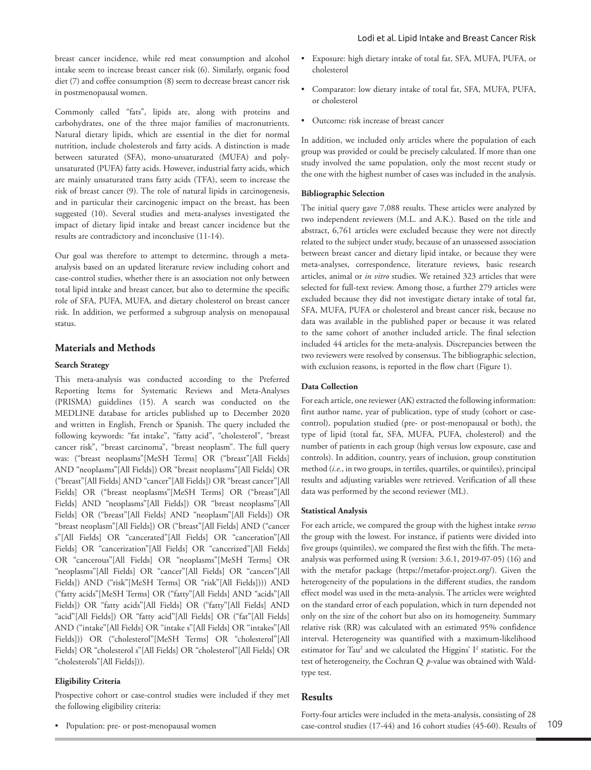breast cancer incidence, while red meat consumption and alcohol intake seem to increase breast cancer risk (6). Similarly, organic food diet (7) and coffee consumption (8) seem to decrease breast cancer risk in postmenopausal women.

Commonly called "fats", lipids are, along with proteins and carbohydrates, one of the three major families of macronutrients. Natural dietary lipids, which are essential in the diet for normal nutrition, include cholesterols and fatty acids. A distinction is made between saturated (SFA), mono-unsaturated (MUFA) and poly-unsaturated (PUFA) fatty acids. However, industrial fatty acids, which are mainly unsaturated trans fatty acids (TFA), seem to increase the risk of breast cancer (9). The role of natural lipids in carcinogenesis, and in particular their carcinogenic impact on the breast, has been suggested (10). Several studies and meta-analyses investigated the impact of dietary lipid intake and breast cancer incidence but the results are contradictory and inconclusive (11-14).

Our goal was therefore to attempt to determine, through a meta-analysis based on an updated literature review including cohort and case-control studies, whether there is an association not only between total lipid intake and breast cancer, but also to determine the specific role of SFA, PUFA, MUFA, and dietary cholesterol on breast cancer risk. In addition, we performed a subgroup analysis on menopausal status.

## Materials and Methods

### Search Strategy

This meta-analysis was conducted according to the Preferred Reporting Items for Systematic Reviews and Meta-Analyses (PRISMA) guidelines (15). A search was conducted on the MEDLINE database for articles published up to December 2020 and written in English, French or Spanish. The query included the following keywords: "fat intake", "fatty acid", "cholesterol", "breast cancer risk", "breast carcinoma", "breast neoplasm". The full query was: ("breast neoplasms"[MeSH Terms] OR ("breast"[All Fields] AND "neoplasms"[All Fields]) OR "breast neoplasms"[All Fields] OR ("breast"[All Fields] AND "cancer"[All Fields]) OR "breast cancer"[All Fields] OR ("breast neoplasms"[MeSH Terms] OR ("breast"[All Fields] AND "neoplasms"[All Fields]) OR "breast neoplasms"[All Fields] OR ("breast"[All Fields] AND "neoplasm"[All Fields]) OR "breast neoplasm"[All Fields]) OR ("breast"[All Fields] AND ("cancer s"[All Fields] OR "cancerated"[All Fields] OR "canceration"[All Fields] OR "cancerization"[All Fields] OR "cancerized"[All Fields] OR "cancerous"[All Fields] OR "neoplasms"[MeSH Terms] OR "neoplasms"[All Fields] OR "cancer"[All Fields] OR "cancers"[All Fields]) AND ("risk"[MeSH Terms] OR "risk"[All Fields]))) AND ("fatty acids"[MeSH Terms] OR ("fatty"[All Fields] AND "acids"[All Fields]) OR "fatty acids"[All Fields] OR ("fatty"[All Fields] AND "acid"[All Fields]) OR "fatty acid"[All Fields] OR ("fat"[All Fields] AND ("intake"[All Fields] OR "intake s"[All Fields] OR "intakes"[All Fields])) OR ("cholesterol"[MeSH Terms] OR "cholesterol"[All Fields] OR "cholesterol s"[All Fields] OR "cholesterol"[All Fields] OR "cholesterols"[All Fields])).

### Eligibility Criteria

Prospective cohort or case-control studies were included if they met the following eligibility criteria:

- Population: pre- or post-menopausal women
- Exposure: high dietary intake of total fat, SFA, MUFA, PUFA, or cholesterol
- Comparator: low dietary intake of total fat, SFA, MUFA, PUFA, or cholesterol
- Outcome: risk increase of breast cancer

In addition, we included only articles where the population of each group was provided or could be precisely calculated. If more than one study involved the same population, only the most recent study or the one with the highest number of cases was included in the analysis.

### Bibliographic Selection

The initial query gave 7,088 results. These articles were analyzed by two independent reviewers (M.L. and A.K.). Based on the title and abstract, 6,761 articles were excluded because they were not directly related to the subject under study, because of an unassessed association between breast cancer and dietary lipid intake, or because they were meta-analyses, correspondence, literature reviews, basic research articles, animal or *in vitro* studies. We retained 323 articles that were selected for full-text review. Among those, a further 279 articles were excluded because they did not investigate dietary intake of total fat, SFA, MUFA, PUFA or cholesterol and breast cancer risk, because no data was available in the published paper or because it was related to the same cohort of another included article. The final selection included 44 articles for the meta-analysis. Discrepancies between the two reviewers were resolved by consensus. The bibliographic selection, with exclusion reasons, is reported in the flow chart (Figure 1).

### Data Collection

For each article, one reviewer (AK) extracted the following information: first author name, year of publication, type of study (cohort or case-control), population studied (pre- or post-menopausal or both), the type of lipid (total fat, SFA, MUFA, PUFA, cholesterol) and the number of patients in each group (high versus low exposure, case and controls). In addition, country, years of inclusion, group constitution method (*i.e.*, in two groups, in tertiles, quartiles, or quintiles), principal results and adjusting variables were retrieved. Verification of all these data was performed by the second reviewer (ML).

### Statistical Analysis

For each article, we compared the group with the highest intake *versus* the group with the lowest. For instance, if patients were divided into five groups (quintiles), we compared the first with the fifth. The meta-analysis was performed using R (version: 3.6.1, 2019-07-05) (16) and with the metafor package (https://metafor-project.org/). Given the heterogeneity of the populations in the different studies, the random effect model was used in the meta-analysis. The articles were weighted on the standard error of each population, which in turn depended not only on the size of the cohort but also on its homogeneity. Summary relative risk (RR) was calculated with an estimated 95% confidence interval. Heterogeneity was quantified with a maximum-likelihood estimator for $Tau^2$ and we calculated the Higgins' $I^2$ statistic. For the test of heterogeneity, the Cochran Q *p*-value was obtained with Wald-type test.

## Results

Forty-four articles were included in the meta-analysis, consisting of 28 case-control studies (17-44) and 16 cohort studies (45-60). Results of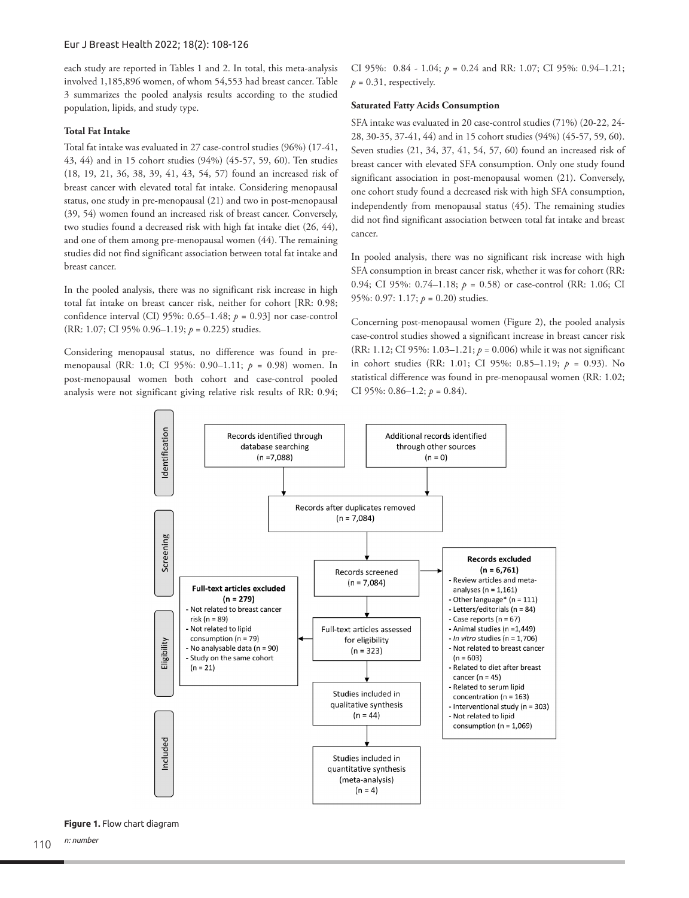each study are reported in Tables 1 and 2. In total, this meta-analysis involved 1,185,896 women, of whom 54,553 had breast cancer. Table 3 summarizes the pooled analysis results according to the studied population, lipids, and study type.

**Total Fat Intake**

Total fat intake was evaluated in 27 case-control studies (96%) (17-41, 43, 44) and in 15 cohort studies (94%) (45-57, 59, 60). Ten studies (18, 19, 21, 36, 38, 39, 41, 43, 54, 57) found an increased risk of breast cancer with elevated total fat intake. Considering menopausal status, one study in pre-menopausal (21) and two in post-menopausal (39, 54) women found an increased risk of breast cancer. Conversely, two studies found a decreased risk with high fat intake diet (26, 44), and one of them among pre-menopausal women (44). The remaining studies did not find significant association between total fat intake and breast cancer.

In the pooled analysis, there was no significant risk increase in high total fat intake on breast cancer risk, neither for cohort [RR: 0.98; confidence interval (CI) 95%: 0.65–1.48; $p$ = 0.93] nor case-control (RR: 1.07; CI 95% 0.96–1.19; $p$ = 0.225) studies.

Considering menopausal status, no difference was found in pre-menopausal (RR: 1.0; CI 95%: 0.90–1.11; $p$ = 0.98) women. In post-menopausal women both cohort and case-control pooled analysis were not significant giving relative risk results of RR: 0.94; CI 95%: 0.84 - 1.04; $p$ = 0.24 and RR: 1.07; CI 95%: 0.94–1.21; $p$ = 0.31, respectively.

**Saturated Fatty Acids Consumption**

SFA intake was evaluated in 20 case-control studies (71%) (20-22, 24-28, 30-35, 37-41, 44) and in 15 cohort studies (94%) (45-57, 59, 60). Seven studies (21, 34, 37, 41, 54, 57, 60) found an increased risk of breast cancer with elevated SFA consumption. Only one study found significant association in post-menopausal women (21). Conversely, one cohort study found a decreased risk with high SFA consumption, independently from menopausal status (45). The remaining studies did not find significant association between total fat intake and breast cancer.

In pooled analysis, there was no significant risk increase with high SFA consumption in breast cancer risk, whether it was for cohort (RR: 0.94; CI 95%: 0.74–1.18; $p$ = 0.58) or case-control (RR: 1.06; CI 95%: 0.97: 1.17; $p$ = 0.20) studies.

Concerning post-menopausal women (Figure 2), the pooled analysis case-control studies showed a significant increase in breast cancer risk (RR: 1.12; CI 95%: 1.03–1.21; $p$ = 0.006) while it was not significant in cohort studies (RR: 1.01; CI 95%: 0.85–1.19; $p$ = 0.93). No statistical difference was found in pre-menopausal women (RR: 1.02; CI 95%: 0.86–1.2; $p$ = 0.84).

Identification
- Records identified through database searching (n =7,088)
- Additional records identified through other sources (n = 0)
- Records after duplicates removed (n = 7,084)

Screening
- Records screened (n = 7,084)
- **Records excluded (n = 6,761)**
  - Review articles and meta-analyses (n = 1,161)
  - Other language* (n = 111)
  - Letters/editorials (n = 84)
  - Case reports (n = 67)
  - Animal studies (n =1,449)
  - *In vitro* studies (n = 1,706)
  - Not related to breast cancer (n = 603)
  - Related to diet after breast cancer (n = 45)
  - Related to serum lipid concentration (n = 163)
  - Interventional study (n = 303)
  - Not related to lipid consumption (n = 1,069)

Eligibility
- Full-text articles assessed for eligibility (n = 323)
- **Full-text articles excluded (n = 279)**
  - Not related to breast cancer risk (n = 89)
  - Not related to lipid consumption (n = 79)
  - No analysable data (n = 90)
  - Study on the same cohort (n = 21)
- Studies included in qualitative synthesis (n = 44)

Included
- Studies included in quantitative synthesis (meta-analysis) (n = 4)

**Figure 1.** Flow chart diagram

*n: number*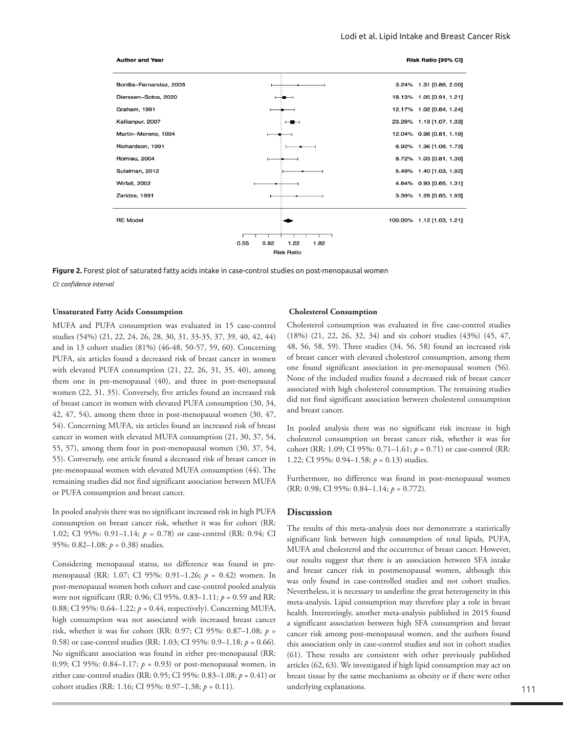| Author and Year | Weight | Risk Ratio [95% CI] |
|---|---|---|
| Bonilla–Fernandez, 2003 | 3.24% | 1.31 [0.86, 2.00] |
| Dierssen–Sotos, 2020 | 18.13% | 1.05 [0.91, 1.21] |
| Graham, 1991 | 12.17% | 1.02 [0.84, 1.24] |
| Kallianpur, 2007 | 23.26% | 1.19 [1.07, 1.33] |
| Martin–Moreno, 1994 | 12.04% | 0.98 [0.81, 1.19] |
| Richardson, 1991 | 8.92% | 1.36 [1.08, 1.73] |
| Romieu, 2004 | 8.72% | 1.03 [0.81, 1.30] |
| Sulaiman, 2012 | 5.49% | 1.40 [1.03, 1.92] |
| Wirfalt, 2002 | 4.64% | 0.93 [0.65, 1.31] |
| Zaridze, 1991 | 3.39% | 1.28 [0.85, 1.93] |
| RE Model | 100.00% | 1.12 [1.03, 1.21] |

**Figure 2.** Forest plot of saturated fatty acids intake in case-control studies on post-menopausal women

*CI: confidence interval*

**Unsaturated Fatty Acids Consumption**

MUFA and PUFA consumption was evaluated in 15 case-control studies (54%) (21, 22, 24, 26, 28, 30, 31, 33-35, 37, 39, 40, 42, 44) and in 13 cohort studies (81%) (46-48, 50-57, 59, 60). Concerning PUFA, six articles found a decreased risk of breast cancer in women with elevated PUFA consumption (21, 22, 26, 31, 35, 40), among them one in pre-menopausal (40), and three in post-menopausal women (22, 31, 35). Conversely, five articles found an increased risk of breast cancer in women with elevated PUFA consumption (30, 34, 42, 47, 54), among them three in post-menopausal women (30, 47, 54). Concerning MUFA, six articles found an increased risk of breast cancer in women with elevated MUFA consumption (21, 30, 37, 54, 55, 57), among them four in post-menopausal women (30, 37, 54, 55). Conversely, one article found a decreased risk of breast cancer in pre-menopausal women with elevated MUFA consumption (44). The remaining studies did not find significant association between MUFA or PUFA consumption and breast cancer.

In pooled analysis there was no significant increased risk in high PUFA consumption on breast cancer risk, whether it was for cohort (RR: 1.02; CI 95%: 0.91–1.14; $p = 0.78$) or case-control (RR: 0.94; CI 95%: 0.82–1.08; $p = 0.38$) studies.

Considering menopausal status, no difference was found in pre-menopausal (RR: 1.07; CI 95%: 0.91–1.26; $p = 0.42$) women. In post-menopausal women both cohort and case-control pooled analysis were not significant (RR: 0.96; CI 95%. 0.83–1.11; $p = 0.59$ and RR: 0.88; CI 95%: 0.64–1.22; $p = 0.44$, respectively). Concerning MUFA, high consumption was not associated with increased breast cancer risk, whether it was for cohort (RR: 0.97; CI 95%: 0.87–1.08; $p = 0.58$) or case-control studies (RR: 1.03; CI 95%: 0.9–1.18; $p = 0.66$). No significant association was found in either pre-menopausal (RR: 0.99; CI 95%: 0.84–1.17; $p = 0.93$) or post-menopausal women, in either case-control studies (RR: 0.95; CI 95%: 0.83–1.08; $p = 0.41$) or cohort studies (RR: 1.16; CI 95%: 0.97–1.38; $p = 0.11$).

**Cholesterol Consumption**

Cholesterol consumption was evaluated in five case-control studies (18%) (21, 22, 26, 32, 34) and six cohort studies (43%) (45, 47, 48, 56, 58, 59). Three studies (34, 56, 58) found an increased risk of breast cancer with elevated cholesterol consumption, among them one found significant association in pre-menopausal women (56). None of the included studies found a decreased risk of breast cancer associated with high cholesterol consumption. The remaining studies did not find significant association between cholesterol consumption and breast cancer.

In pooled analysis there was no significant risk increase in high cholesterol consumption on breast cancer risk, whether it was for cohort (RR: 1.09; CI 95%: 0.71–1.61; $p = 0.71$) or case-control (RR: 1.22; CI 95%: 0.94–1.58; $p = 0.13$) studies.

Furthermore, no difference was found in post-menopausal women (RR: 0.98; CI 95%: 0.84–1.14; $p = 0.772$).

## Discussion

The results of this meta-analysis does not demonstrate a statistically significant link between high consumption of total lipids, PUFA, MUFA and cholesterol and the occurrence of breast cancer. However, our results suggest that there is an association between SFA intake and breast cancer risk in postmenopausal women, although this was only found in case-controlled studies and not cohort studies. Nevertheless, it is necessary to underline the great heterogeneity in this meta-analysis. Lipid consumption may therefore play a role in breast health. Interestingly, another meta-analysis published in 2015 found a significant association between high SFA consumption and breast cancer risk among post-menopausal women, and the authors found this association only in case-control studies and not in cohort studies (61). These results are consistent with other previously published articles (62, 63). We investigated if high lipid consumption may act on breast tissue by the same mechanisms as obesity or if there were other underlying explanations.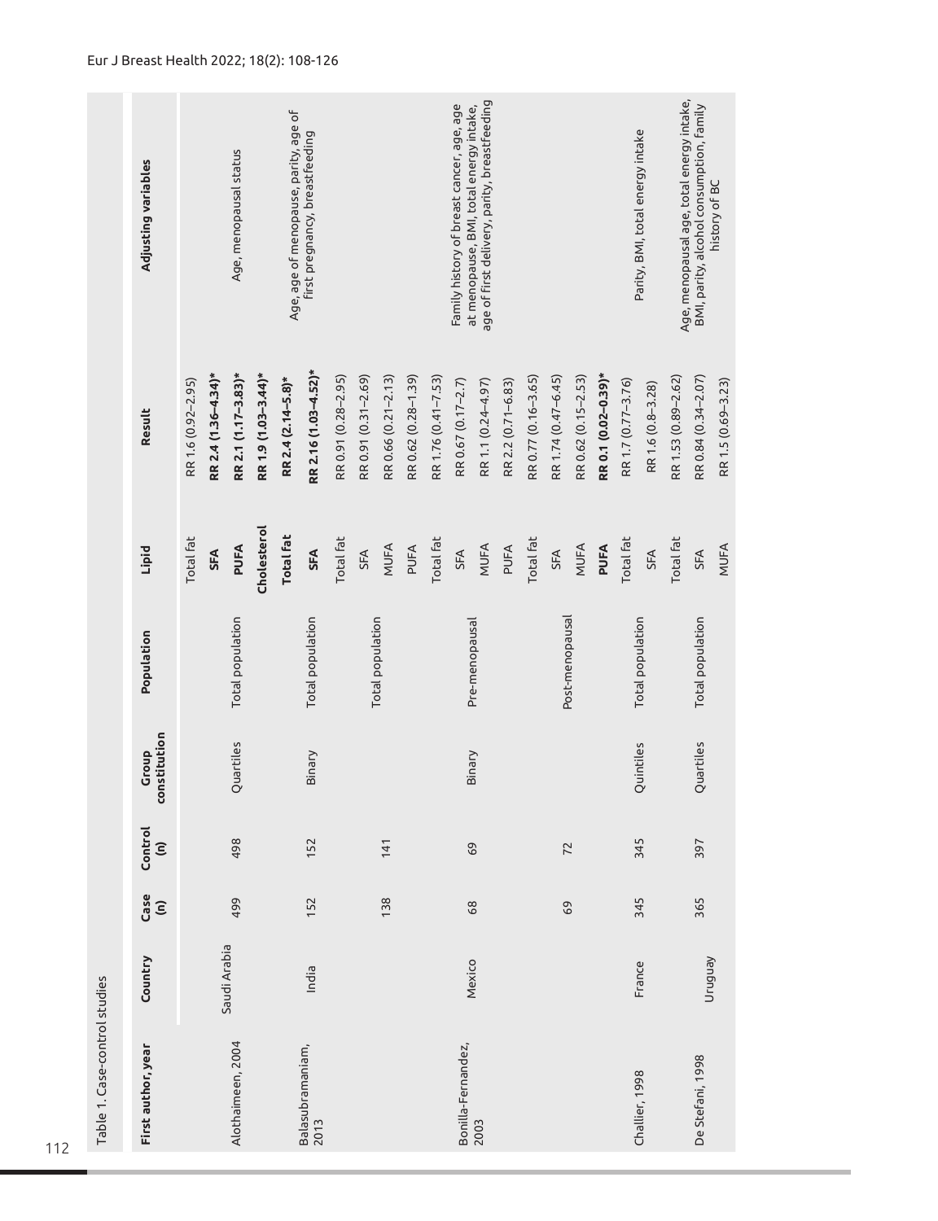Table 1. Case-control studies

| First author, year | Country | Case (n) | Control (n) | Group constitution | Population | Lipid | Result | Adjusting variables |
|---|---|---|---|---|---|---|---|---|
| Alothaimeen, 2004 | Saudi Arabia | 499 | 498 | Quartiles | Total population | Total fat | RR 1.6 (0.92–2.95) | Age, menopausal status |
| | | | | | | **SFA** | **RR 2.4 (1.36–4.34)*** | |
| | | | | | | **PUFA** | **RR 2.1 (1.17–3.83)*** | |
| | | | | | | **Cholesterol** | **RR 1.9 (1.03–3.44)*** | |
| Balasubramaniam, 2013 | India | 152 | 152 | Binary | Total population | **Total fat** | **RR 2.4 (2.14–5.8)*** | Age, age of menopause, parity, age of first pregnancy, breastfeeding |
| | | | | | | **SFA** | **RR 2.16 (1.03–4.52)*** | |
| Bonilla-Fernandez, 2003 | Mexico | 138 | 141 | Binary | Total population | Total fat | RR 0.91 (0.28–2.95) | Family history of breast cancer, age, age at menopause, BMI, total energy intake, age of first delivery, parity, breastfeeding |
| | | | | | | SFA | RR 0.91 (0.31–2.69) | |
| | | | | | | MUFA | RR 0.66 (0.21–2.13) | |
| | | | | | | PUFA | RR 0.62 (0.28–1.39) | |
| | | 68 | 69 | | Pre-menopausal | Total fat | RR 1.76 (0.41–7.53) | |
| | | | | | | SFA | RR 0.67 (0.17–2.7) | |
| | | | | | | MUFA | RR 1.1 (0.24–4.97) | |
| | | | | | | PUFA | RR 2.2 (0.71–6.83) | |
| | | 69 | 72 | | Post-menopausal | Total fat | RR 0.77 (0.16–3.65) | |
| | | | | | | SFA | RR 1.74 (0.47–6.45) | |
| | | | | | | MUFA | RR 0.62 (0.15–2.53) | |
| | | | | | | **PUFA** | **RR 0.1 (0.02–0.39)*** | |
| Challier, 1998 | France | 345 | 345 | Quintiles | Total population | Total fat | RR 1.7 (0.77–3.76) | Parity, BMI, total energy intake |
| | | | | | | SFA | RR 1.6 (0.8–3.28) | |
| De Stefani, 1998 | Uruguay | 365 | 397 | Quartiles | Total population | Total fat | RR 1.53 (0.89–2.62) | Age, menopausal age, total energy intake, BMI, parity, alcohol consumption, family history of BC |
| | | | | | | SFA | RR 0.84 (0.34–2.07) | |
| | | | | | | MUFA | RR 1.5 (0.69–3.23) | |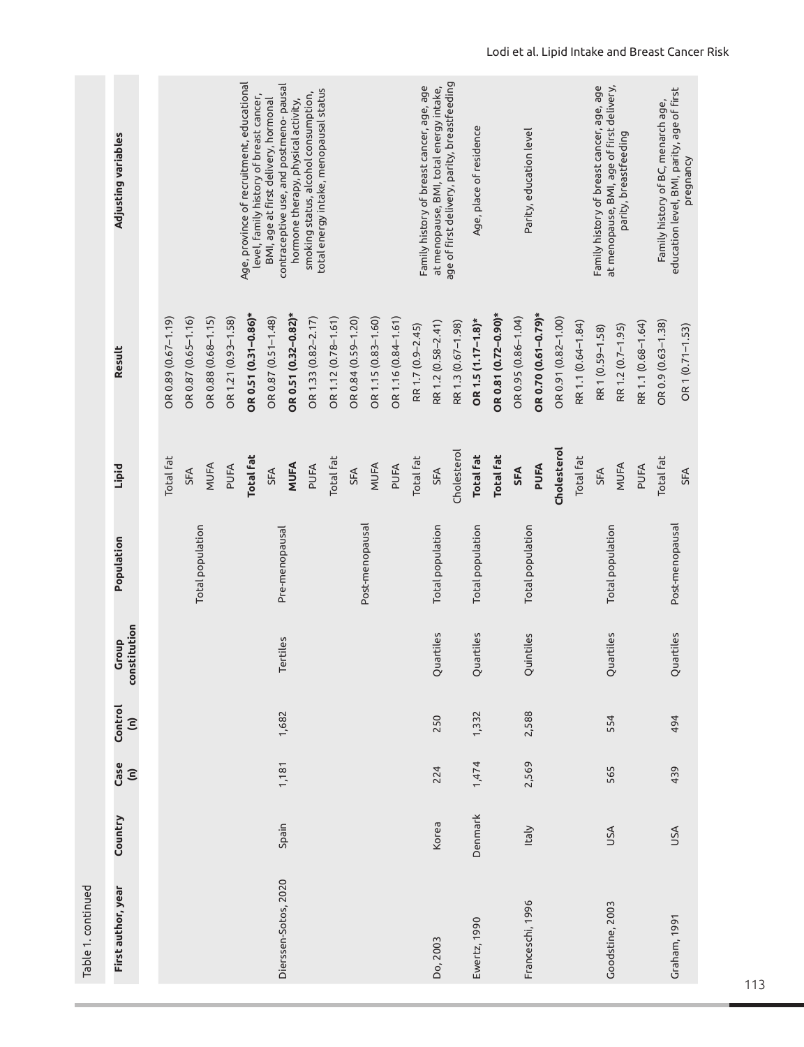Table 1. continued

| First author, year | Country | Case (n) | Control (n) | Group constitution | Population | Lipid | Result | Adjusting variables |
|---|---|---|---|---|---|---|---|---|
| Dierssen-Sotos, 2020 | Spain | 1,181 | 1,682 | Tertiles | Total population | Total fat | OR 0.89 (0.67–1.19) | Age, province of recruitment, educational level, family history of breast cancer, BMI, age at first delivery, hormonal contraceptive use, and postmeno- pausal hormone therapy, physical activity, smoking status, alcohol consumption, total energy intake, menopausal status |
| | | | | | | SFA | OR 0.87 (0.65–1.16) | |
| | | | | | | MUFA | OR 0.88 (0.68–1.15) | |
| | | | | | | PUFA | OR 1.21 (0.93–1.58) | |
| | | | | | Pre-menopausal | **Total fat** | **OR 0.51 (0.31–0.86)*** | |
| | | | | | | SFA | OR 0.87 (0.51–1.48) | |
| | | | | | | **MUFA** | **OR 0.51 (0.32–0.82)*** | |
| | | | | | | PUFA | OR 1.33 (0.82–2.17) | |
| | | | | | Post-menopausal | Total fat | OR 1.12 (0.78–1.61) | |
| | | | | | | SFA | OR 0.84 (0.59–1.20) | |
| | | | | | | MUFA | OR 1.15 (0.83–1.60) | |
| | | | | | | PUFA | OR 1.16 (0.84–1.61) | |
| Do, 2003 | Korea | 224 | 250 | Quartiles | Total population | Total fat | RR 1.7 (0.9–2.45) | Family history of breast cancer, age, age at menopause, BMI, total energy intake, age of first delivery, parity, breastfeeding |
| | | | | | | SFA | RR 1.2 (0.58–2.41) | |
| | | | | | | Cholesterol | RR 1.3 (0.67–1.98) | |
| Ewertz, 1990 | Denmark | 1,474 | 1,332 | Quartiles | Total population | **Total fat** | **OR 1.5 (1.17–1.8)*** | Age, place of residence |
| Franceschi, 1996 | Italy | 2,569 | 2,588 | Quintiles | Total population | **Total fat** | **OR 0.81 (0.72–0.90)*** | Parity, education level |
| | | | | | | **SFA** | OR 0.95 (0.86–1.04) | |
| | | | | | | **PUFA** | **OR 0.70 (0.61–0.79)*** | |
| | | | | | | **Cholesterol** | OR 0.91 (0.82–1.00) | |
| Goodstine, 2003 | USA | 565 | 554 | Quartiles | Total population | Total fat | RR 1.1 (0.64–1.84) | Family history of breast cancer, age, age at menopause, BMI, age of first delivery, parity, breastfeeding |
| | | | | | | SFA | RR 1 (0.59–1.58) | |
| | | | | | | MUFA | RR 1.2 (0.7–1.95) | |
| | | | | | | PUFA | RR 1.1 (0.68–1.64) | |
| Graham, 1991 | USA | 439 | 494 | Quartiles | Post-menopausal | Total fat | OR 0.9 (0.63–1.38) | Family history of BC, menarch age, education level, BMI, parity, age of first pregnancy |
| | | | | | | SFA | OR 1 (0.71–1.53) | |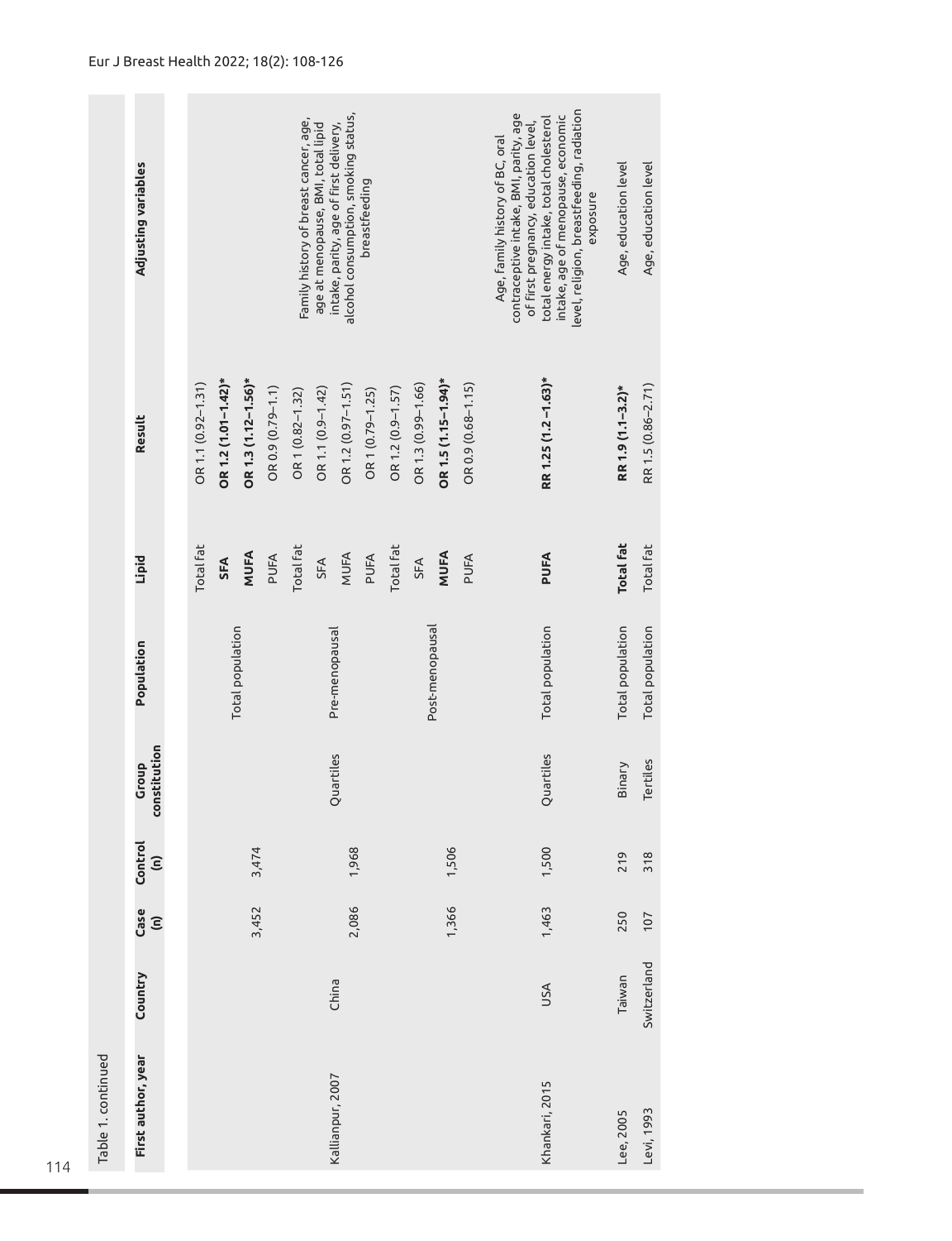Table 1. continued

| First author, year | Country | Case (n) | Control (n) | Group constitution | Population | Lipid | Result | Adjusting variables |
|---|---|---|---|---|---|---|---|---|
| Kallianpur, 2007 | China | 3,452 | 3,474 | Quartiles | Total population | Total fat | OR 1.1 (0.92–1.31) | Family history of breast cancer, age, age at menopause, BMI, total lipid intake, parity, age of first delivery, alcohol consumption, smoking status, breastfeeding |
| | | | | | | **SFA** | **OR 1.2 (1.01–1.42)*** | |
| | | | | | | **MUFA** | **OR 1.3 (1.12–1.56)*** | |
| | | | | | | PUFA | OR 0.9 (0.79–1.1) | |
| | | 2,086 | 1,968 | | Pre-menopausal | Total fat | OR 1 (0.82–1.32) | |
| | | | | | | SFA | OR 1.1 (0.9–1.42) | |
| | | | | | | MUFA | OR 1.2 (0.97–1.51) | |
| | | | | | | PUFA | OR 1 (0.79–1.25) | |
| | | 1,366 | 1,506 | | Post-menopausal | Total fat | OR 1.2 (0.9–1.57) | |
| | | | | | | SFA | OR 1.3 (0.99–1.66) | |
| | | | | | | **MUFA** | **OR 1.5 (1.15–1.94)*** | |
| | | | | | | PUFA | OR 0.9 (0.68–1.15) | |
| Khankari, 2015 | USA | 1,463 | 1,500 | Quartiles | Total population | **PUFA** | **RR 1.25 (1.2 –1.63)*** | Age, family history of BC, oral contraceptive intake, BMI, parity, age of first pregnancy, education level, total energy intake, total cholesterol intake, age of menopause, economic level, religion, breastfeeding, radiation exposure |
| Lee, 2005 | Taiwan | 250 | 219 | Binary | Total population | **Total fat** | **RR 1.9 (1.1–3.2)*** | Age, education level |
| Levi, 1993 | Switzerland | 107 | 318 | Tertiles | Total population | Total fat | RR 1.5 (0.86–2.71) | Age, education level |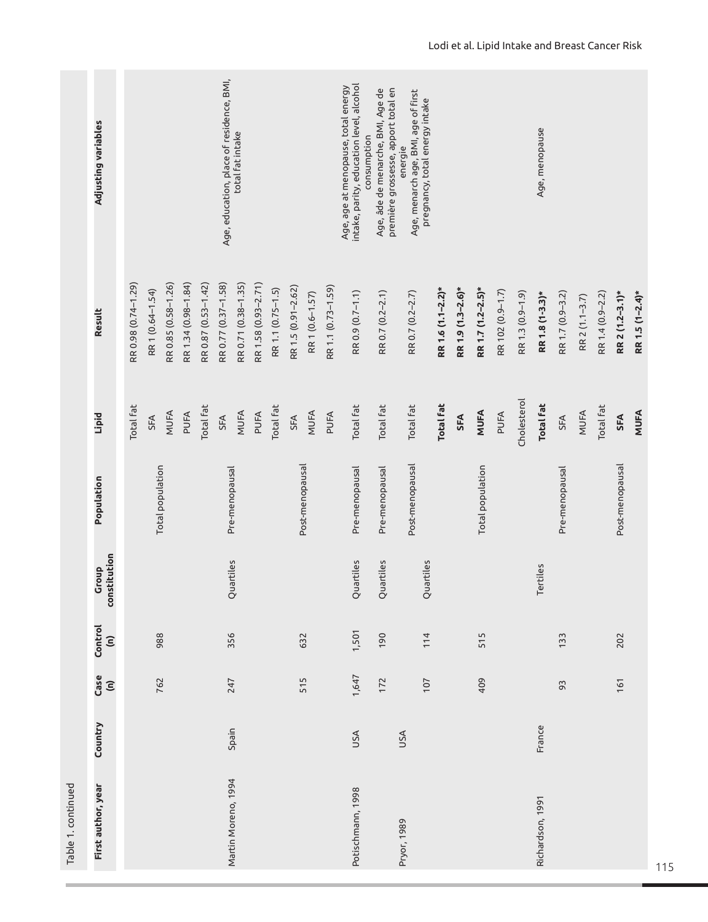Table 1. continued

| First author, year | Country | Case (n) | Control (n) | Group constitution | Population | Lipid | Result | Adjusting variables |
|---|---|---|---|---|---|---|---|---|
| | | | | | | Total fat | RR 0.98 (0.74–1.29) | |
| | | 762 | 988 | | Total population | SFA | RR 1 (0.64–1.54) | |
| | | | | | | MUFA | RR 0.85 (0.58–1.26) | |
| | | | | | | PUFA | RR 1.34 (0.98–1.84) | |
| Martin Moreno, 1994 | Spain | 247 | 356 | Quartiles | Pre-menopausal | Total fat | RR 0.87 (0.53–1.42) | Age, education, place of residence, BMI, total fat intake |
| | | | | | | SFA | RR 0.77 (0.37–1.58) | |
| | | | | | | MUFA | RR 0.71 (0.38–1.35) | |
| | | | | | | PUFA | RR 1.58 (0.93–2.71) | |
| | | 515 | 632 | | Post-menopausal | Total fat | RR 1.1 (0.75–1.5) | |
| | | | | | | SFA | RR 1.5 (0.91–2.62) | |
| | | | | | | MUFA | RR 1 (0.6–1.57) | |
| | | | | | | PUFA | RR 1.1 (0.73–1.59) | |
| Potischmann, 1998 | USA | 1,647 | 1,501 | Quartiles | Pre-menopausal | Total fat | RR 0.9 (0.7–1.1) | Age, age at menopause, total energy intake, parity, education level, alcohol consumption |
| Pryor, 1989 | USA | 172 | 190 | Quartiles | Pre-menopausal | Total fat | RR 0.7 (0.2–2.1) | Age, âde de menarche, BMI, Age de première grossesse, apport total en energie |
| | | 107 | 114 | Quartiles | Post-menopausal | Total fat | RR 0.7 (0.2–2.7) | Age, menarch age, BMI, age of first pregnancy, total energy intake |
| Richardson, 1991 | France | 409 | 515 | Tertiles | Total population | **Total fat** | **RR 1.6 (1.1–2.2)*** | Age, menopause |
| | | | | | | **SFA** | **RR 1.9 (1.3–2.6)*** | |
| | | | | | | **MUFA** | **RR 1.7 (1.2–2.5)*** | |
| | | | | | | PUFA | RR 102 (0.9–1.7) | |
| | | | | | | Cholesterol | RR 1.3 (0.9–1.9) | |
| | | 93 | 133 | | Pre-menopausal | **Total fat** | **RR 1.8 (1-3.3)*** | |
| | | | | | | SFA | RR 1.7 (0.9–3.2) | |
| | | | | | | MUFA | RR 2 (1.1–3.7) | |
| | | 161 | 202 | | Post-menopausal | Total fat | RR 1.4 (0.9–2.2) | |
| | | | | | | **SFA** | **RR 2 (1.2–3.1)*** | |
| | | | | | | **MUFA** | **RR 1.5 (1–2.4)*** | |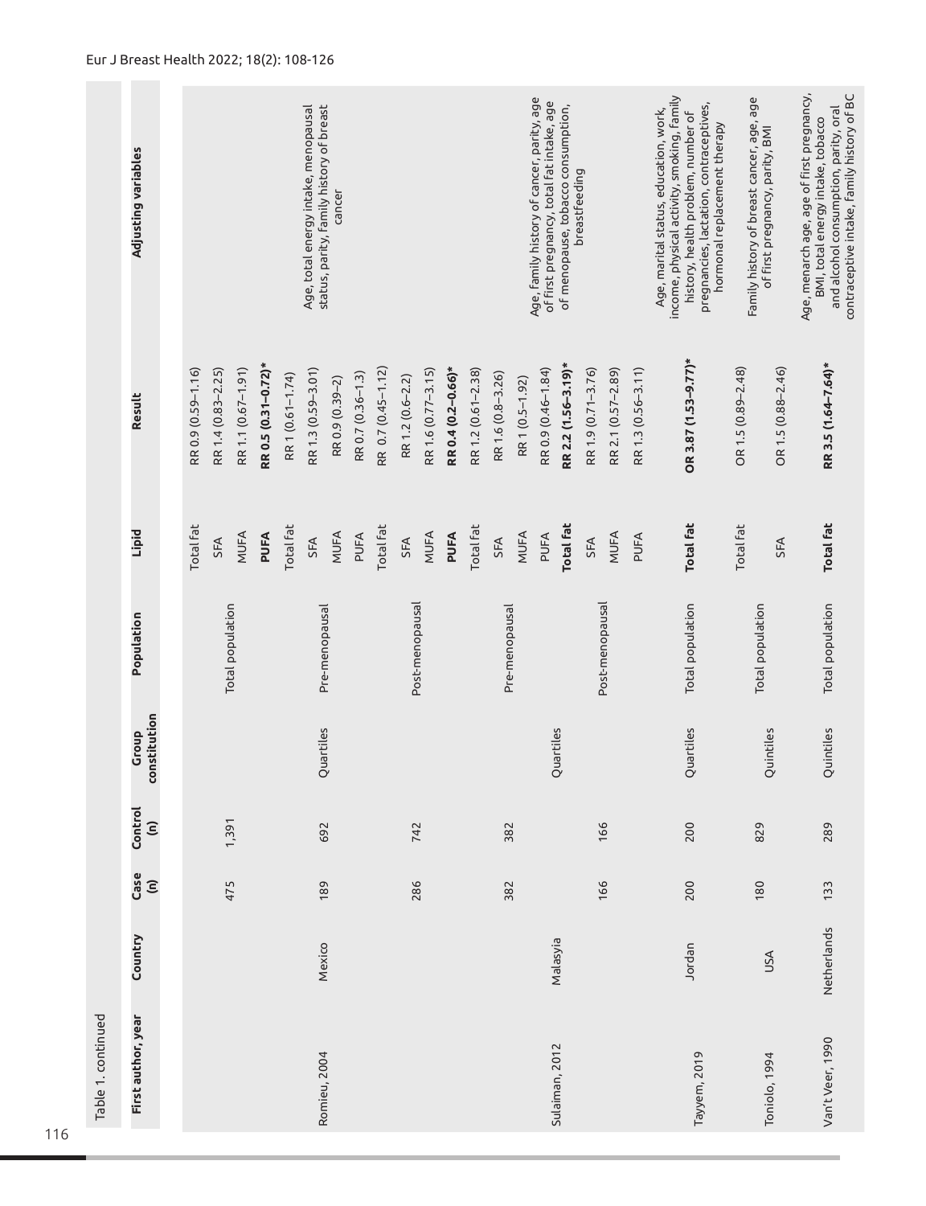Table 1. continued

| First author, year | Country | Case (n) | Control (n) | Group constitution | Population | Lipid | Result | Adjusting variables |
|---|---|---|---|---|---|---|---|---|
| Romieu, 2004 | Mexico | 475 | 1,391 | Quartiles | Total population | Total fat | RR 0.9 (0.59–1.16) | Age, total energy intake, menopausal status, parity, family history of breast cancer |
| | | | | | | SFA | RR 1.4 (0.83–2.25) | |
| | | | | | | MUFA | RR 1.1 (0.67–1.91) | |
| | | | | | | **PUFA** | **RR 0.5 (0.31–0.72)*** | |
| | | 189 | 692 | | Pre-menopausal | Total fat | RR 1 (0.61–1.74) | |
| | | | | | | SFA | RR 1.3 (0.59–3.01) | |
| | | | | | | MUFA | RR 0.9 (0.39–2) | |
| | | | | | | PUFA | RR 0.7 (0.36–1.3) | |
| | | 286 | 742 | | Post-menopausal | Total fat | RR 0.7 (0.45–1.12) | |
| | | | | | | SFA | RR 1.2 (0.6–2.2) | |
| | | | | | | MUFA | RR 1.6 (0.77–3.15) | |
| | | | | | | **PUFA** | **RR 0.4 (0.2–0.66)*** | |
| Sulaiman, 2012 | Malasyia | 382 | 382 | Quartiles | Pre-menopausal | Total fat | RR 1.2 (0.61–2.38) | Age, family history of cancer, parity, age of first pregnancy, total fat intake, age of menopause, tobacco consumption, breastfeeding |
| | | | | | | SFA | RR 1.6 (0.8–3.26) | |
| | | | | | | MUFA | RR 1 (0.5–1.92) | |
| | | | | | | PUFA | RR 0.9 (0.46–1.84) | |
| | | 166 | 166 | | Post-menopausal | **Total fat** | **RR 2.2 (1.56–3.19)*** | |
| | | | | | | SFA | RR 1.9 (0.71–3.76) | |
| | | | | | | MUFA | RR 2.1 (0.57–2.89) | |
| | | | | | | PUFA | RR 1.3 (0.56–3.11) | |
| Tayyem, 2019 | Jordan | 200 | 200 | Quartiles | Total population | **Total fat** | **OR 3.87 (1.53–9.77)*** | Age, marital status, education, work, income, physical activity, smoking, family history, health problem, number of pregnancies, lactation, contraceptives, hormonal replacement therapy |
| Toniolo, 1994 | USA | 180 | 829 | Quintiles | Total population | Total fat | OR 1.5 (0.89–2.48) | Family history of breast cancer, age, age of first pregnancy, parity, BMI |
| | | | | | | SFA | OR 1.5 (0.88–2.46) | |
| Van't Veer, 1990 | Netherlands | 133 | 289 | Quintiles | Total population | **Total fat** | **RR 3.5 (1.64–7.64)*** | Age, menarch age, age of first pregnancy, BMI, total energy intake, tobacco and alcohol consumption, parity, oral contraceptive intake, family history of BC |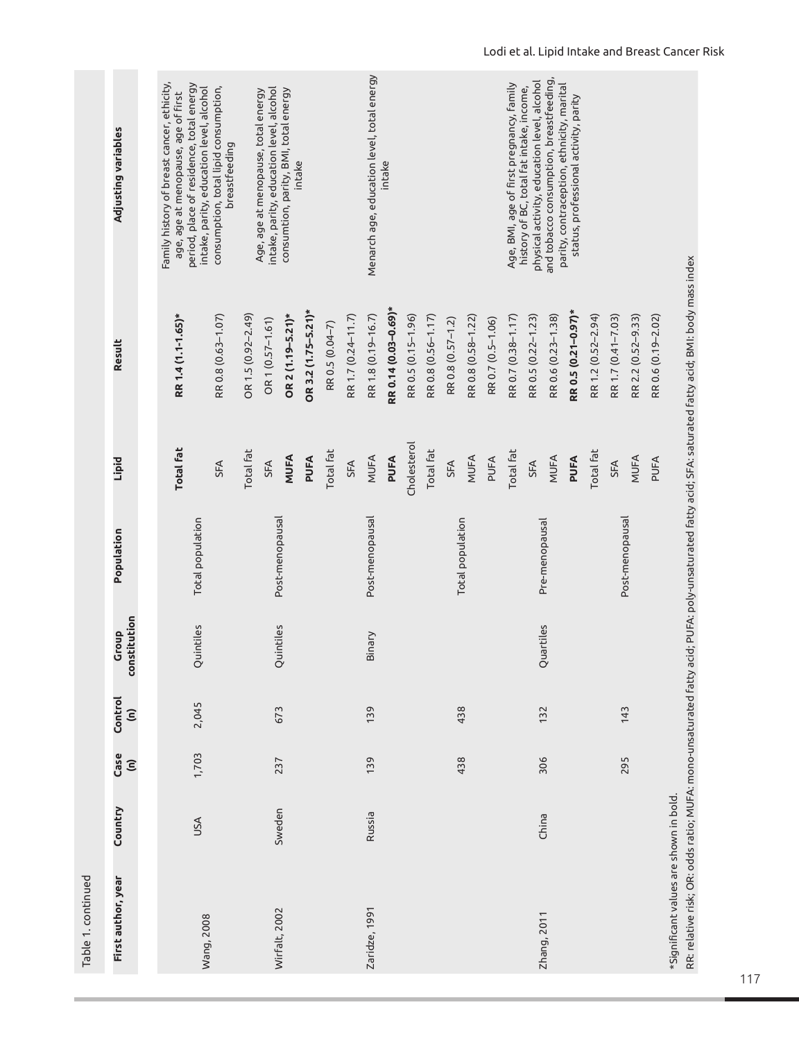Table 1. continued

| First author, year | Country | Case (n) | Control (n) | Group constitution | Population | Lipid | Result | Adjusting variables |
|---|---|---|---|---|---|---|---|---|
| Wang, 2008 | USA | 1,703 | 2,045 | Quintiles | Total population | **Total fat** | **RR 1.4 (1.1-1.65)*** | Family history of breast cancer, ethicity, age, age at menopause, age of first period, place of residence, total energy intake, parity, education level, alcohol consumption, total lipid consumption, breastfeeding |
| | | | | | | SFA | RR 0.8 (0.63–1.07) | |
| Wirfalt, 2002 | Sweden | 237 | 673 | Quintiles | Post-menopausal | Total fat | OR 1.5 (0.92–2.49) | Age, age at menopause, total energy intake, parity, education level, alcohol consumtion, parity, BMI, total energy intake |
| | | | | | | SFA | OR 1 (0.57–1.61) | |
| | | | | | | **MUFA** | **OR 2 (1.19–5.21)*** | |
| | | | | | | **PUFA** | **OR 3.2 (1.75–5.21)*** | |
| Zaridze, 1991 | Russia | 139 | 139 | Binary | Post-menopausal | Total fat | RR 0.5 (0.04–7) | Menarch age, education level, total energy intake |
| | | | | | | SFA | RR 1.7 (0.24–11.7) | |
| | | | | | | MUFA | RR 1.8 (0.19–16.7) | |
| | | | | | | **PUFA** | **RR 0.14 (0.03–0.69)*** | |
| | | | | | | Cholesterol | RR 0.5 (0.15–1.96) | |
| Zhang, 2011 | China | 438 | 438 | Quartiles | Total population | Total fat | RR 0.8 (0.56–1.17) | Age, BMI, age of first pregnancy, family history of BC, total fat intake, income, physical activity, education level, alcohol and tobacco consumption, breastfeeding, parity, contraception, ethnicity, marital status, professional activity, parity |
| | | | | | | SFA | RR 0.8 (0.57–1.2) | |
| | | | | | | MUFA | RR 0.8 (0.58–1.22) | |
| | | | | | | PUFA | RR 0.7 (0.5–1.06) | |
| | | 306 | 132 | | Pre-menopausal | Total fat | RR 0.7 (0.38–1.17) | |
| | | | | | | SFA | RR 0.5 (0.22–1.23) | |
| | | | | | | MUFA | RR 0.6 (0.23–1.38) | |
| | | | | | | **PUFA** | **RR 0.5 (0.21–0.97)*** | |
| | | 295 | 143 | | Post-menopausal | Total fat | RR 1.2 (0.52–2.94) | |
| | | | | | | SFA | RR 1.7 (0.41–7.03) | |
| | | | | | | MUFA | RR 2.2 (0.52–9.33) | |
| | | | | | | PUFA | RR 0.6 (0.19–2.02) | |

*Significant values are shown in bold.

RR: relative risk; OR: odds ratio; MUFA: mono-unsaturated fatty acid; PUFA: poly-unsaturated fatty acid; SFA: saturated fatty acid; BMI: body mass index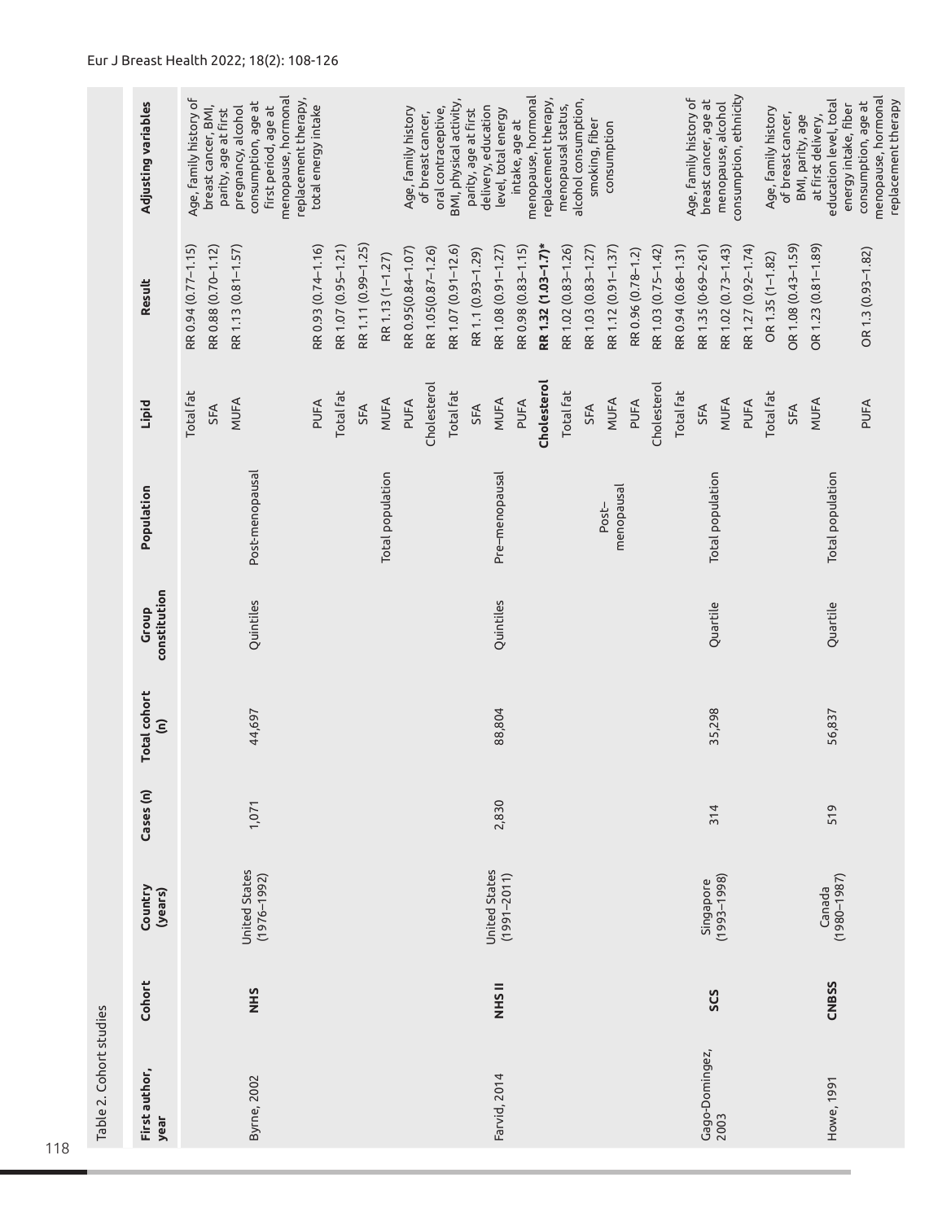Table 2. Cohort studies

| First author, year | Cohort | Country (years) | Cases (n) | Total cohort (n) | Group constitution | Population | Lipid | Result | Adjusting variables |
|---|---|---|---|---|---|---|---|---|---|
| Byrne, 2002 | **NHS** | United States (1976–1992) | 1,071 | 44,697 | Quintiles | Post-menopausal | Total fat | RR 0.94 (0.77–1.15) | Age, family history of breast cancer, BMI, parity, age at first pregnancy, alcohol consumption, age at first period, age at menopause, hormonal replacement therapy, total energy intake |
| | | | | | | | SFA | RR 0.88 (0.70–1.12) | |
| | | | | | | | MUFA | RR 1.13 (0.81–1.57) | |
| | | | | | | | PUFA | RR 0.93 (0.74–1.16) | |
| Farvid, 2014 | **NHS II** | United States (1991–2011) | 2,830 | 88,804 | Quintiles | Total population | Total fat | RR 1.07 (0.95–1.21) | Age, family history of breast cancer, oral contraceptive, BMI, physical activity, parity, age at first delivery, education level, total energy intake, age at menopause, hormonal replacement therapy, menopausal status, alcohol consumption, smoking, fiber consumption |
| | | | | | | | SFA | RR 1.11 (0.99–1.25) | |
| | | | | | | | MUFA | RR 1.13 (1–1.27) | |
| | | | | | | | PUFA | RR 0.95(0.84–1.07) | |
| | | | | | | | Cholesterol | RR 1.05(0.87–1.26) | |
| | | | | | | Pre–menopausal | Total fat | RR 1.07 (0.91–12.6) | |
| | | | | | | | SFA | RR 1.1 (0.93–1.29) | |
| | | | | | | | MUFA | RR 1.08 (0.91–1.27) | |
| | | | | | | | PUFA | RR 0.98 (0.83–1.15) | |
| | | | | | | | **Cholesterol** | **RR 1.32 (1.03–1.7)*** | |
| | | | | | | Post–menopausal | Total fat | RR 1.02 (0.83–1.26) | |
| | | | | | | | SFA | RR 1.03 (0.83–1.27) | |
| | | | | | | | MUFA | RR 1.12 (0.91–1.37) | |
| | | | | | | | PUFA | RR 0.96 (0.78–1.2) | |
| | | | | | | | Cholesterol | RR 1.03 (0.75–1.42) | |
| Gago-Dominguez, 2003 | **SCS** | Singapore (1993–1998) | 314 | 35,298 | Quartile | Total population | Total fat | RR 0.94 (0.68–1.31) | Age, family history of breast cancer, age at menopause, alcohol consumption, ethnicity |
| | | | | | | | SFA | RR 1.35 (0.69–2.61) | |
| | | | | | | | MUFA | RR 1.02 (0.73–1.43) | |
| | | | | | | | PUFA | RR 1.27 (0.92–1.74) | |
| Howe, 1991 | **CNBSS** | Canada (1980–1987) | 519 | 56,837 | Quartile | Total population | Total fat | OR 1.35 (1–1.82) | Age, family history of breast cancer, BMI, parity, age at first delivery, education level, total energy intake, fiber consumption, age at menopause, hormonal replacement therapy |
| | | | | | | | SFA | OR 1.08 (0.43–1.59) | |
| | | | | | | | MUFA | OR 1.23 (0.81–1.89) | |
| | | | | | | | PUFA | OR 1.3 (0.93–1.82) | |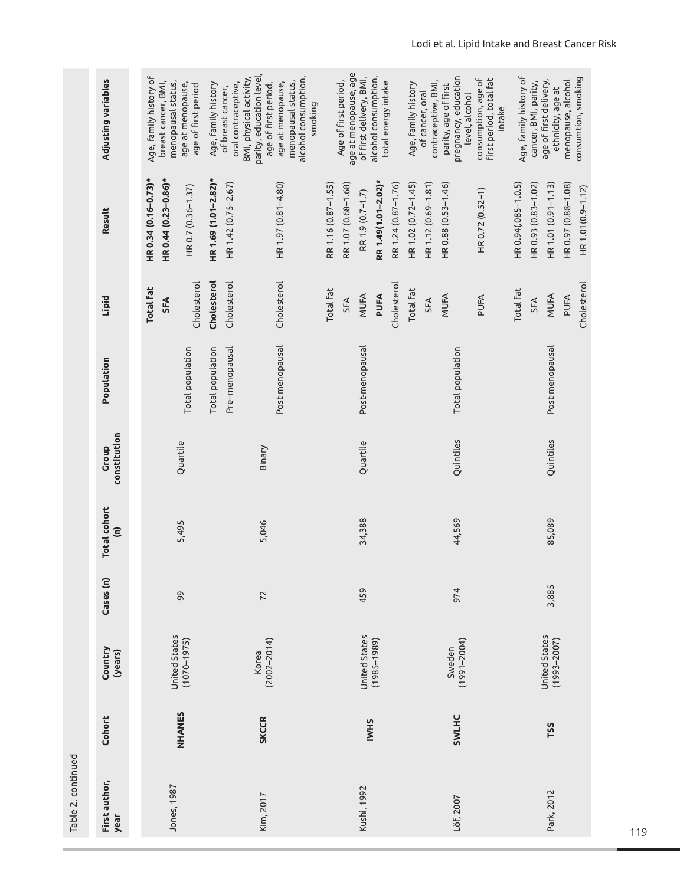Table 2. continued

| First author, year | Cohort | Country (years) | Cases (n) | Total cohort (n) | Group constitution | Population | Lipid | Result | Adjusting variables |
|---|---|---|---|---|---|---|---|---|---|
| Jones, 1987 | **NHANES** | United States (1070–1975) | 99 | 5,495 | Quartile | Total population | **Total fat** | **HR 0.34 (0.16–0.73)*** | Age, family history of breast cancer, BMI, menopausal status, age at menopause, age of first period |
| | | | | | | | **SFA** | **HR 0.44 (0.23–0.86)*** | |
| | | | | | | | Cholesterol | HR 0.7 (0.36–1.37) | |
| Kim, 2017 | **SKCCR** | Korea (2002–2014) | 72 | 5,046 | Binary | Total population | **Cholesterol** | **HR 1.69 (1.01–2.82)*** | Age, family history of breast cancer, oral contraceptive, BMI, physical activity, parity, education level, age of first period, age at menopause, menopausal status, alcohol consumption, smoking |
| | | | | | | Pre-menopausal | Cholesterol | HR 1.42 (0.75–2.67) | |
| | | | | | | Post-menopausal | Cholesterol | HR 1.97 (0.81–4.80) | |
| Kushi, 1992 | **IWHS** | United States (1985–1989) | 459 | 34,388 | Quartile | Post-menopausal | Total fat | RR 1.16 (0.87–1.55) | Age of first period, age at menopause, age of first delivery, BMI, alcohol consumption, total energy intake |
| | | | | | | | SFA | RR 1.07 (0.68–1.68) | |
| | | | | | | | MUFA | RR 1.9 (0.7–1.7) | |
| | | | | | | | **PUFA** | **RR 1.49(1.01–2.02)*** | |
| | | | | | | | Cholesterol | RR 1.24 (0.87–1.76) | |
| Löf, 2007 | **SWLHC** | Sweden (1991–2004) | 974 | 44,569 | Quintiles | Total population | Total fat | HR 1.02 (0.72–1.45) | Age, family history of cancer, oral contraceptive, BMI, parity, age of first pregnancy, education level, alcohol consumption, age of first period, total fat intake |
| | | | | | | | SFA | HR 1.12 (0.69–1.81) | |
| | | | | | | | MUFA | HR 0.88 (0.53–1.46) | |
| | | | | | | | PUFA | HR 0.72 (0.52–1) | |
| Park, 2012 | **TSS** | United States (1993–2007) | 3,885 | 85,089 | Quintiles | Post-menopausal | Total fat | HR 0.94(.085–1.0.5) | Age, family history of cancer, BMI, parity, age of first delivery, ethnicity, age at menopause, alcohol consumtion, smoking |
| | | | | | | | SFA | HR 0.93 (0.83–1.02) | |
| | | | | | | | MUFA | HR 1.01 (0.91–1.13) | |
| | | | | | | | PUFA | HR 0.97 (0.88–1.08) | |
| | | | | | | | Cholesterol | HR 1.01(0.9–1.12) | |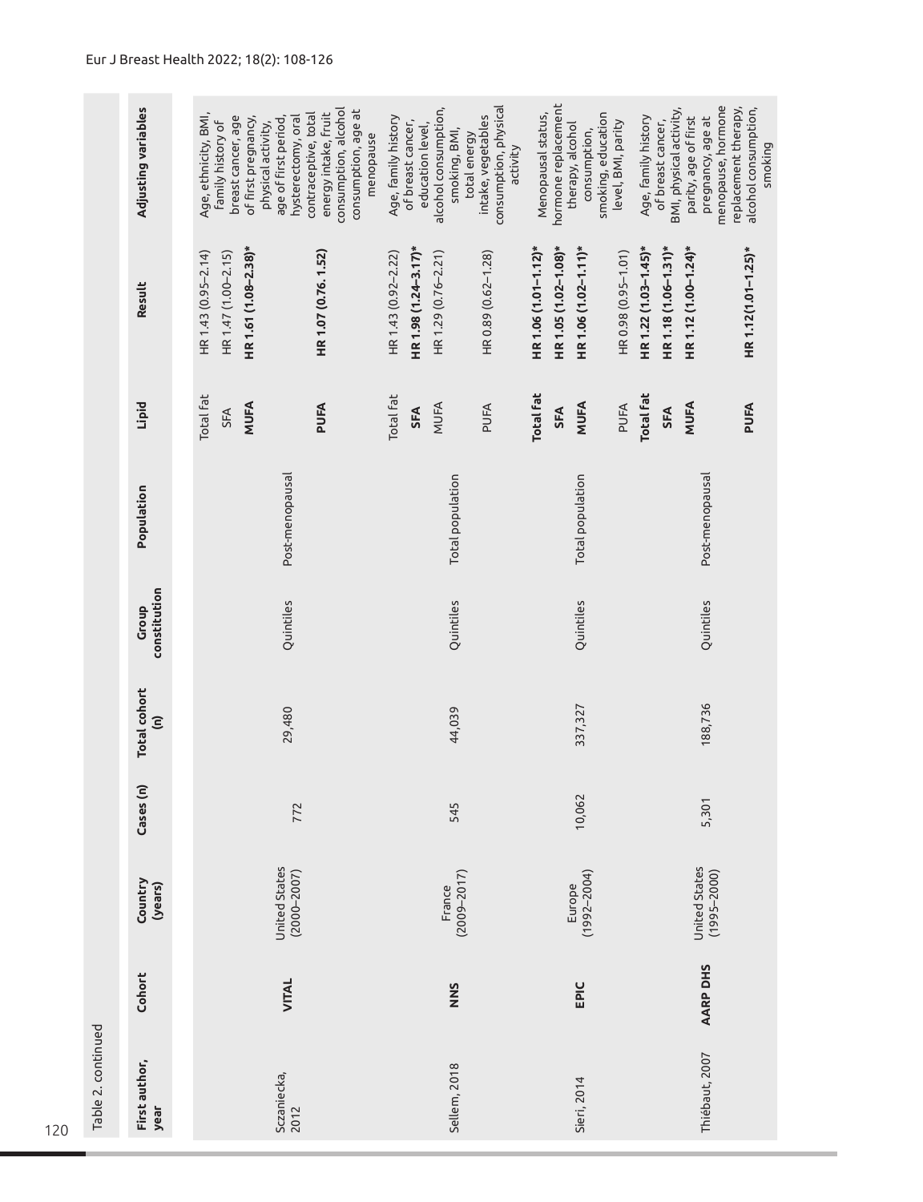Table 2. continued

| First author, year | Cohort | Country (years) | Cases (n) | Total cohort (n) | Group constitution | Population | Lipid | Result | Adjusting variables |
|---|---|---|---|---|---|---|---|---|---|
| Sczaniecka, 2012 | **VITAL** | United States (2000–2007) | 772 | 29,480 | Quintiles | Post-menopausal | Total fat | HR 1.43 (0.95–2.14) | Age, ethnicity, BMI, family history of breast cancer, age of first pregnancy, physical activity, age of first period, hysterectomy, oral contraceptive, total energy intake, fruit consumption, alcohol consumption, age at menopause |
| | | | | | | | SFA | HR 1.47 (1.00–2.15) | |
| | | | | | | | **MUFA** | **HR 1.61 (1.08–2.38)*** | |
| | | | | | | | **PUFA** | **HR 1.07 (0.76. 1.52)** | |
| Sellem, 2018 | **NNS** | France (2009–2017) | 545 | 44,039 | Quintiles | Total population | Total fat | HR 1.43 (0.92–2.22) | Age, family history of breast cancer, education level, alcohol consumption, smoking, BMI, total energy intake, vegetables consumption, physical activity |
| | | | | | | | **SFA** | **HR 1.98 (1.24–3.17)*** | |
| | | | | | | | MUFA | HR 1.29 (0.76–2.21) | |
| | | | | | | | PUFA | HR 0.89 (0.62–1.28) | |
| Sieri, 2014 | **EPIC** | Europe (1992–2004) | 10,062 | 337,327 | Quintiles | Total population | **Total fat** | **HR 1.06 (1.01–1.12)*** | Menopausal status, hormone replacement therapy, alcohol consumption, smoking, education level, BMI, parity |
| | | | | | | | **SFA** | **HR 1.05 (1.02–1.08)*** | |
| | | | | | | | **MUFA** | **HR 1.06 (1.02–1.11)*** | |
| | | | | | | | PUFA | HR 0.98 (0.95–1.01) | |
| Thiébaut, 2007 | **AARP DHS** | United States (1995–2000) | 5,301 | 188,736 | Quintiles | Post-menopausal | **Total fat** | **HR 1.22 (1.03–1.45)*** | Age, family history of breast cancer, BMI, physical activity, parity, age of first pregnancy, age at menopause, hormone replacement therapy, alcohol consumption, smoking |
| | | | | | | | **SFA** | **HR 1.18 (1.06–1.31)*** | |
| | | | | | | | **MUFA** | **HR 1.12 (1.00–1.24)*** | |
| | | | | | | | **PUFA** | **HR 1.12(1.01–1.25)*** | |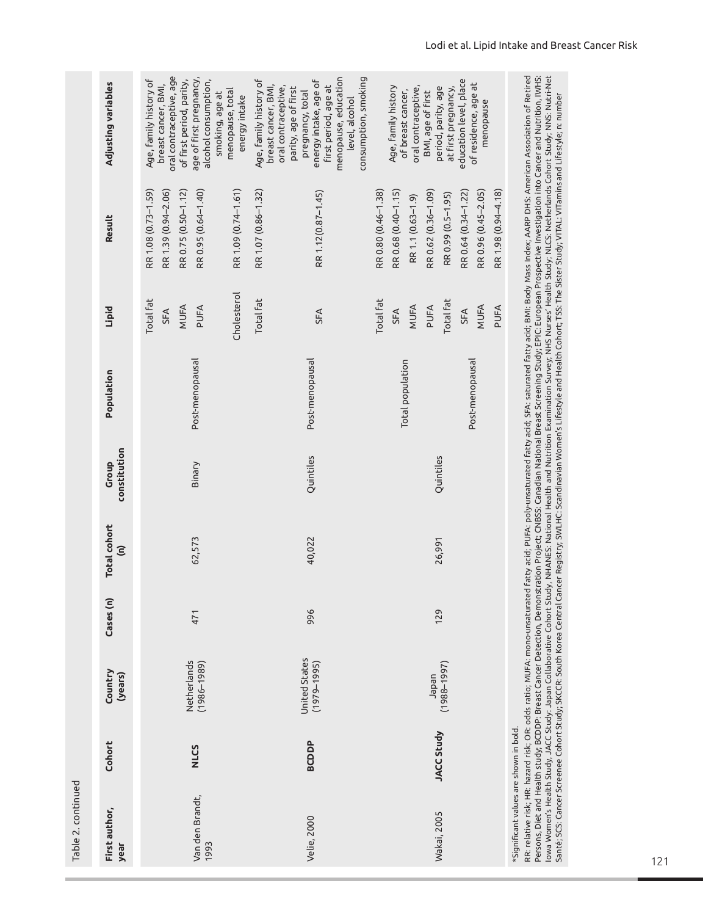Table 2. continued

| First author, year | Cohort | Country (years) | Cases (n) | Total cohort (n) | Group constitution | Population | Lipid | Result | Adjusting variables |
|---|---|---|---|---|---|---|---|---|---|
| Van den Brandt, 1993 | **NLCS** | Netherlands (1986–1989) | 471 | 62,573 | Binary | Post-menopausal | Total fat | RR 1.08 (0.73–1.59) | Age, family history of breast cancer, BMI, oral contraceptive, age of first period, parity, age of first pregnancy, alcohol consumption, smoking, age at menopause, total energy intake |
| | | | | | | | SFA | RR 1.39 (0.94–2.06) | |
| | | | | | | | MUFA | RR 0.75 (0.50–1.12) | |
| | | | | | | | PUFA | RR 0.95 (0.64–1.40) | |
| | | | | | | | Cholesterol | RR 1.09 (0.74–1.61) | |
| Velie, 2000 | **BCDDP** | United States (1979–1995) | 996 | 40,022 | Quintiles | Post-menopausal | Total fat | RR 1.07 (0.86–1.32) | Age, family history of breast cancer, BMI, oral contraceptive, parity, age of first pregnancy, total energy intake, age of first period, age at menopause, education level, alcohol consumption, smoking |
| | | | | | | | SFA | RR 1.12(0.87–1.45) | |
| Wakai, 2005 | **JACC Study** | Japan (1988–1997) | 129 | 26,991 | Quintiles | Total population | Total fat | RR 0.80 (0.46–1.38) | Age, family history of breast cancer, oral contraceptive, BMI, age of first period, parity, age at first pregnancy, education level, place of residence, age at menopause |
| | | | | | | | SFA | RR 0.68 (0.40–1.15) | |
| | | | | | | | MUFA | RR 1.1 (0.63–1.9) | |
| | | | | | | | PUFA | RR 0.62 (0.36–1.09) | |
| | | | | | | Post-menopausal | Total fat | RR 0.99 (0.5–1.95) | |
| | | | | | | | SFA | RR 0.64 (0.34–1.22) | |
| | | | | | | | MUFA | RR 0.96 (0.45–2.05) | |
| | | | | | | | PUFA | RR 1.98 (0.94–4.18) | |

*Significant values are shown in bold.

RR: relative risk; HR: hazard risk; OR: odds ratio; MUFA: mono-unsaturated fatty acid; PUFA: poly-unsaturated fatty acid; SFA: saturated fatty acid; BMI: Body Mass Index; AARP DHS: American Association of Retired Persons, Diet and Health study; BCDDP: Breast Cancer Detection, Demonstration Project; CNBSS: Canadian National Breast Screening Study; EPIC: European Prospective Investigation into Cancer and Nutrition, IWHS: Iowa Women's Health Study, JACC Study: Japan Collaborative Cohort Study, NHANES: National Health and Nutrition Examination Survey; NHS Nurses' Health Study; NLCS: Netherlands Cohort Study; NNS: Nutri-Net Santé; SCS: Cancer Screenee Cohort Study; SKCCR: South Korea Central Cancer Registry; SWLHC: Scandinavian Women's Lifestyle and Health Cohort; TSS: The Sister Study; VITAL: VITamins and Lifestyle; n: number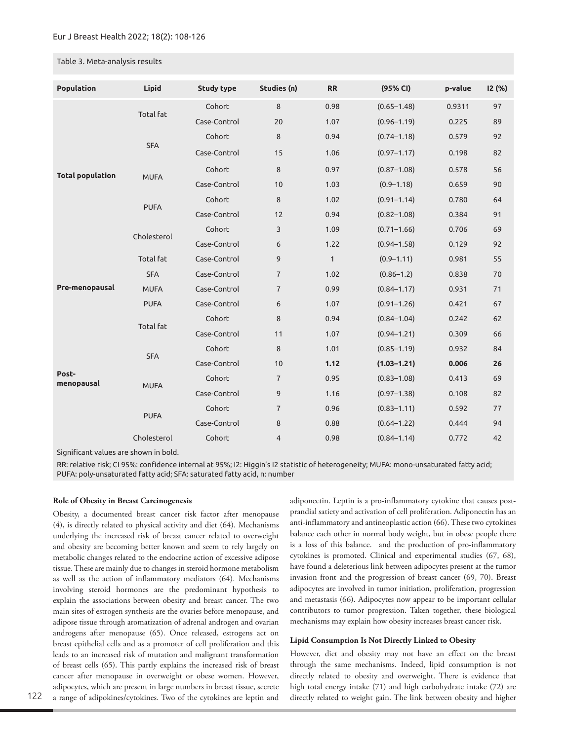Table 3. Meta-analysis results

| Population | Lipid | Study type | Studies (n) | RR | (95% CI) | p-value | I2 (%) |
|---|---|---|---|---|---|---|---|
| Total population | Total fat | Cohort | 8 | 0.98 | (0.65–1.48) | 0.9311 | 97 |
| | | Case-Control | 20 | 1.07 | (0.96–1.19) | 0.225 | 89 |
| | SFA | Cohort | 8 | 0.94 | (0.74–1.18) | 0.579 | 92 |
| | | Case-Control | 15 | 1.06 | (0.97–1.17) | 0.198 | 82 |
| | MUFA | Cohort | 8 | 0.97 | (0.87–1.08) | 0.578 | 56 |
| | | Case-Control | 10 | 1.03 | (0.9–1.18) | 0.659 | 90 |
| | PUFA | Cohort | 8 | 1.02 | (0.91–1.14) | 0.780 | 64 |
| | | Case-Control | 12 | 0.94 | (0.82–1.08) | 0.384 | 91 |
| | Cholesterol | Cohort | 3 | 1.09 | (0.71–1.66) | 0.706 | 69 |
| | | Case-Control | 6 | 1.22 | (0.94–1.58) | 0.129 | 92 |
| Pre-menopausal | Total fat | Case-Control | 9 | 1 | (0.9–1.11) | 0.981 | 55 |
| | SFA | Case-Control | 7 | 1.02 | (0.86–1.2) | 0.838 | 70 |
| | MUFA | Case-Control | 7 | 0.99 | (0.84–1.17) | 0.931 | 71 |
| | PUFA | Case-Control | 6 | 1.07 | (0.91–1.26) | 0.421 | 67 |
| Post-menopausal | Total fat | Cohort | 8 | 0.94 | (0.84–1.04) | 0.242 | 62 |
| | | Case-Control | 11 | 1.07 | (0.94–1.21) | 0.309 | 66 |
| | SFA | Cohort | 8 | 1.01 | (0.85–1.19) | 0.932 | 84 |
| | | Case-Control | 10 | **1.12** | **(1.03–1.21)** | **0.006** | **26** |
| | MUFA | Cohort | 7 | 0.95 | (0.83–1.08) | 0.413 | 69 |
| | | Case-Control | 9 | 1.16 | (0.97–1.38) | 0.108 | 82 |
| | PUFA | Cohort | 7 | 0.96 | (0.83–1.11) | 0.592 | 77 |
| | | Case-Control | 8 | 0.88 | (0.64–1.22) | 0.444 | 94 |
| | Cholesterol | Cohort | 4 | 0.98 | (0.84–1.14) | 0.772 | 42 |

Significant values are shown in bold.

RR: relative risk; CI 95%: confidence internal at 95%; I2: Higgin's I2 statistic of heterogeneity; MUFA: mono-unsaturated fatty acid; PUFA: poly-unsaturated fatty acid; SFA: saturated fatty acid, n: number

### Role of Obesity in Breast Carcinogenesis

Obesity, a documented breast cancer risk factor after menopause (4), is directly related to physical activity and diet (64). Mechanisms underlying the increased risk of breast cancer related to overweight and obesity are becoming better known and seem to rely largely on metabolic changes related to the endocrine action of excessive adipose tissue. These are mainly due to changes in steroid hormone metabolism as well as the action of inflammatory mediators (64). Mechanisms involving steroid hormones are the predominant hypothesis to explain the associations between obesity and breast cancer. The two main sites of estrogen synthesis are the ovaries before menopause, and adipose tissue through aromatization of adrenal androgen and ovarian androgens after menopause (65). Once released, estrogens act on breast epithelial cells and as a promoter of cell proliferation and this leads to an increased risk of mutation and malignant transformation of breast cells (65). This partly explains the increased risk of breast cancer after menopause in overweight or obese women. However, adipocytes, which are present in large numbers in breast tissue, secrete a range of adipokines/cytokines. Two of the cytokines are leptin and adiponectin. Leptin is a pro-inflammatory cytokine that causes post-prandial satiety and activation of cell proliferation. Adiponectin has an anti-inflammatory and antineoplastic action (66). These two cytokines balance each other in normal body weight, but in obese people there is a loss of this balance. and the production of pro-inflammatory cytokines is promoted. Clinical and experimental studies (67, 68), have found a deleterious link between adipocytes present at the tumor invasion front and the progression of breast cancer (69, 70). Breast adipocytes are involved in tumor initiation, proliferation, progression and metastasis (66). Adipocytes now appear to be important cellular contributors to tumor progression. Taken together, these biological mechanisms may explain how obesity increases breast cancer risk.

### Lipid Consumption Is Not Directly Linked to Obesity

However, diet and obesity may not have an effect on the breast through the same mechanisms. Indeed, lipid consumption is not directly related to obesity and overweight. There is evidence that high total energy intake (71) and high carbohydrate intake (72) are directly related to weight gain. The link between obesity and higher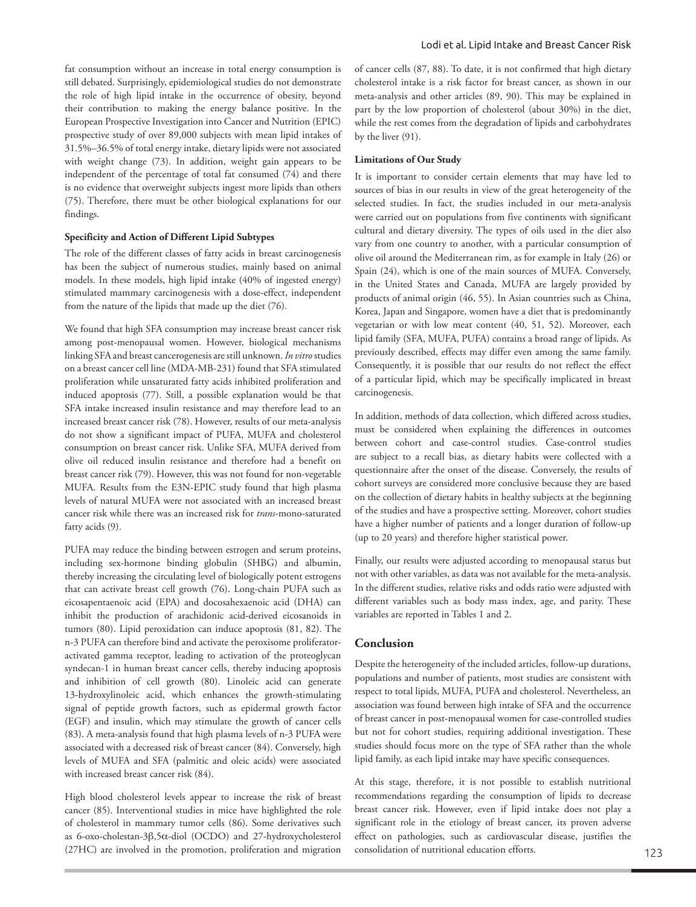fat consumption without an increase in total energy consumption is still debated. Surprisingly, epidemiological studies do not demonstrate the role of high lipid intake in the occurrence of obesity, beyond their contribution to making the energy balance positive. In the European Prospective Investigation into Cancer and Nutrition (EPIC) prospective study of over 89,000 subjects with mean lipid intakes of 31.5%–36.5% of total energy intake, dietary lipids were not associated with weight change (73). In addition, weight gain appears to be independent of the percentage of total fat consumed (74) and there is no evidence that overweight subjects ingest more lipids than others (75). Therefore, there must be other biological explanations for our findings.

**Specificity and Action of Different Lipid Subtypes**

The role of the different classes of fatty acids in breast carcinogenesis has been the subject of numerous studies, mainly based on animal models. In these models, high lipid intake (40% of ingested energy) stimulated mammary carcinogenesis with a dose-effect, independent from the nature of the lipids that made up the diet (76).

We found that high SFA consumption may increase breast cancer risk among post-menopausal women. However, biological mechanisms linking SFA and breast cancerogenesis are still unknown. *In vitro* studies on a breast cancer cell line (MDA-MB-231) found that SFA stimulated proliferation while unsaturated fatty acids inhibited proliferation and induced apoptosis (77). Still, a possible explanation would be that SFA intake increased insulin resistance and may therefore lead to an increased breast cancer risk (78). However, results of our meta-analysis do not show a significant impact of PUFA, MUFA and cholesterol consumption on breast cancer risk. Unlike SFA, MUFA derived from olive oil reduced insulin resistance and therefore had a benefit on breast cancer risk (79). However, this was not found for non-vegetable MUFA. Results from the E3N-EPIC study found that high plasma levels of natural MUFA were not associated with an increased breast cancer risk while there was an increased risk for *trans*-mono-saturated fatty acids (9).

PUFA may reduce the binding between estrogen and serum proteins, including sex-hormone binding globulin (SHBG) and albumin, thereby increasing the circulating level of biologically potent estrogens that can activate breast cell growth (76). Long-chain PUFA such as eicosapentaenoic acid (EPA) and docosahexaenoic acid (DHA) can inhibit the production of arachidonic acid-derived eicosanoids in tumors (80). Lipid peroxidation can induce apoptosis (81, 82). The n-3 PUFA can therefore bind and activate the peroxisome proliferator-activated gamma receptor, leading to activation of the proteoglycan syndecan-1 in human breast cancer cells, thereby inducing apoptosis and inhibition of cell growth (80). Linoleic acid can generate 13-hydroxylinoleic acid, which enhances the growth-stimulating signal of peptide growth factors, such as epidermal growth factor (EGF) and insulin, which may stimulate the growth of cancer cells (83). A meta-analysis found that high plasma levels of n-3 PUFA were associated with a decreased risk of breast cancer (84). Conversely, high levels of MUFA and SFA (palmitic and oleic acids) were associated with increased breast cancer risk (84).

High blood cholesterol levels appear to increase the risk of breast cancer (85). Interventional studies in mice have highlighted the role of cholesterol in mammary tumor cells (86). Some derivatives such as 6-oxo-cholestan-3β,5α-diol (OCDO) and 27-hydroxycholesterol (27HC) are involved in the promotion, proliferation and migration of cancer cells (87, 88). To date, it is not confirmed that high dietary cholesterol intake is a risk factor for breast cancer, as shown in our meta-analysis and other articles (89, 90). This may be explained in part by the low proportion of cholesterol (about 30%) in the diet, while the rest comes from the degradation of lipids and carbohydrates by the liver (91).

**Limitations of Our Study**

It is important to consider certain elements that may have led to sources of bias in our results in view of the great heterogeneity of the selected studies. In fact, the studies included in our meta-analysis were carried out on populations from five continents with significant cultural and dietary diversity. The types of oils used in the diet also vary from one country to another, with a particular consumption of olive oil around the Mediterranean rim, as for example in Italy (26) or Spain (24), which is one of the main sources of MUFA. Conversely, in the United States and Canada, MUFA are largely provided by products of animal origin (46, 55). In Asian countries such as China, Korea, Japan and Singapore, women have a diet that is predominantly vegetarian or with low meat content (40, 51, 52). Moreover, each lipid family (SFA, MUFA, PUFA) contains a broad range of lipids. As previously described, effects may differ even among the same family. Consequently, it is possible that our results do not reflect the effect of a particular lipid, which may be specifically implicated in breast carcinogenesis.

In addition, methods of data collection, which differed across studies, must be considered when explaining the differences in outcomes between cohort and case-control studies. Case-control studies are subject to a recall bias, as dietary habits were collected with a questionnaire after the onset of the disease. Conversely, the results of cohort surveys are considered more conclusive because they are based on the collection of dietary habits in healthy subjects at the beginning of the studies and have a prospective setting. Moreover, cohort studies have a higher number of patients and a longer duration of follow-up (up to 20 years) and therefore higher statistical power.

Finally, our results were adjusted according to menopausal status but not with other variables, as data was not available for the meta-analysis. In the different studies, relative risks and odds ratio were adjusted with different variables such as body mass index, age, and parity. These variables are reported in Tables 1 and 2.

## Conclusion

Despite the heterogeneity of the included articles, follow-up durations, populations and number of patients, most studies are consistent with respect to total lipids, MUFA, PUFA and cholesterol. Nevertheless, an association was found between high intake of SFA and the occurrence of breast cancer in post-menopausal women for case-controlled studies but not for cohort studies, requiring additional investigation. These studies should focus more on the type of SFA rather than the whole lipid family, as each lipid intake may have specific consequences.

At this stage, therefore, it is not possible to establish nutritional recommendations regarding the consumption of lipids to decrease breast cancer risk. However, even if lipid intake does not play a significant role in the etiology of breast cancer, its proven adverse effect on pathologies, such as cardiovascular disease, justifies the consolidation of nutritional education efforts.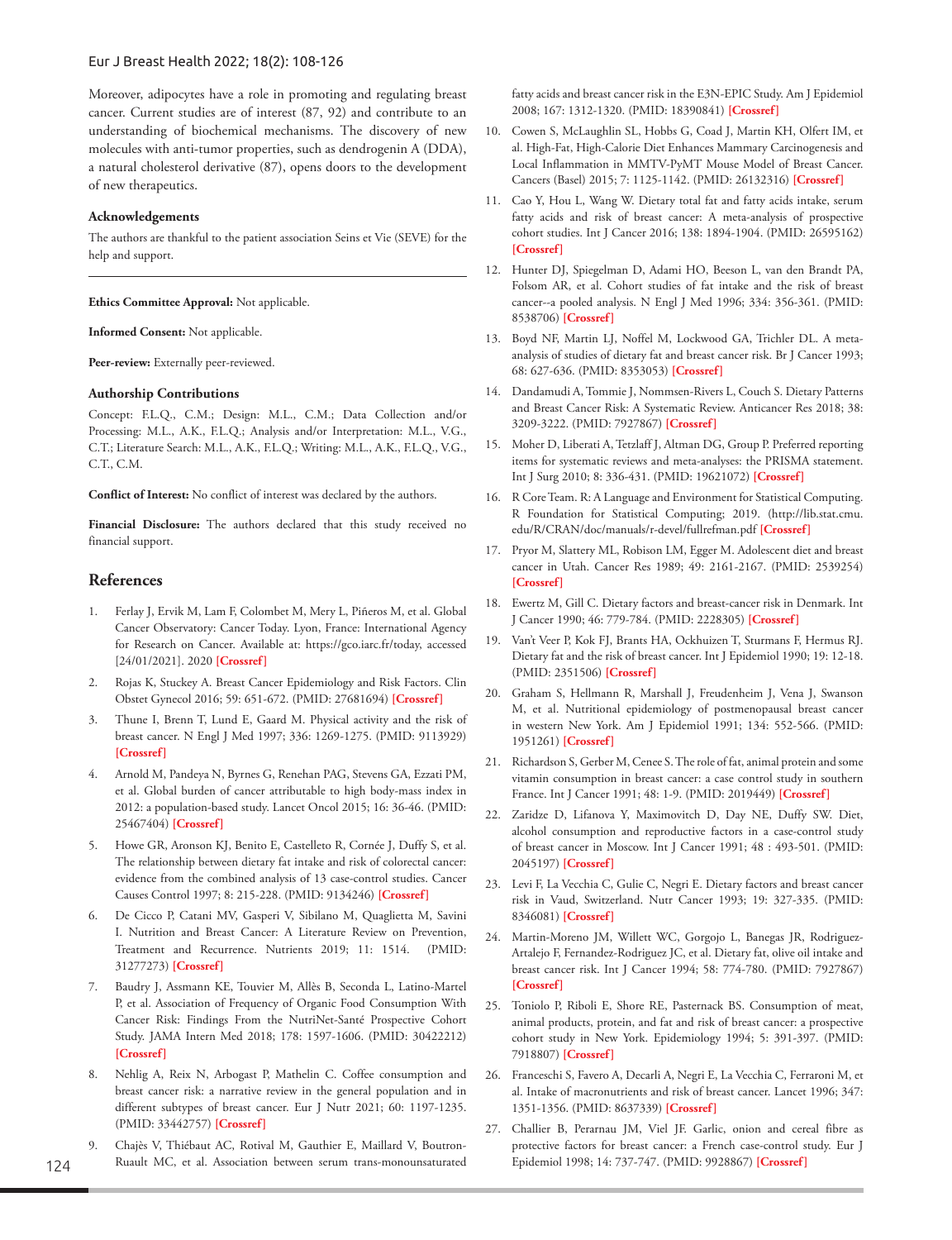Moreover, adipocytes have a role in promoting and regulating breast cancer. Current studies are of interest (87, 92) and contribute to an understanding of biochemical mechanisms. The discovery of new molecules with anti-tumor properties, such as dendrogenin A (DDA), a natural cholesterol derivative (87), opens doors to the development of new therapeutics.

### Acknowledgements

The authors are thankful to the patient association Seins et Vie (SEVE) for the help and support.

---

**Ethics Committee Approval:** Not applicable.

**Informed Consent:** Not applicable.

**Peer-review:** Externally peer-reviewed.

### Authorship Contributions

Concept: F.L.Q., C.M.; Design: M.L., C.M.; Data Collection and/or Processing: M.L., A.K., F.L.Q.; Analysis and/or Interpretation: M.L., V.G., C.T.; Literature Search: M.L., A.K., F.L.Q.; Writing: M.L., A.K., F.L.Q., V.G., C.T., C.M.

**Conflict of Interest:** No conflict of interest was declared by the authors.

**Financial Disclosure:** The authors declared that this study received no financial support.

## References

1. Ferlay J, Ervik M, Lam F, Colombet M, Mery L, Piñeros M, et al. Global Cancer Observatory: Cancer Today. Lyon, France: International Agency for Research on Cancer. Available at: https://gco.iarc.fr/today, accessed [24/01/2021]. 2020 **[Crossref]**
2. Rojas K, Stuckey A. Breast Cancer Epidemiology and Risk Factors. Clin Obstet Gynecol 2016; 59: 651-672. (PMID: 27681694) **[Crossref]**
3. Thune I, Brenn T, Lund E, Gaard M. Physical activity and the risk of breast cancer. N Engl J Med 1997; 336: 1269-1275. (PMID: 9113929) **[Crossref]**
4. Arnold M, Pandeya N, Byrnes G, Renehan PAG, Stevens GA, Ezzati PM, et al. Global burden of cancer attributable to high body-mass index in 2012: a population-based study. Lancet Oncol 2015; 16: 36-46. (PMID: 25467404) **[Crossref]**
5. Howe GR, Aronson KJ, Benito E, Castelleto R, Cornée J, Duffy S, et al. The relationship between dietary fat intake and risk of colorectal cancer: evidence from the combined analysis of 13 case-control studies. Cancer Causes Control 1997; 8: 215-228. (PMID: 9134246) **[Crossref]**
6. De Cicco P, Catani MV, Gasperi V, Sibilano M, Quaglietta M, Savini I. Nutrition and Breast Cancer: A Literature Review on Prevention, Treatment and Recurrence. Nutrients 2019; 11: 1514. (PMID: 31277273) **[Crossref]**
7. Baudry J, Assmann KE, Touvier M, Allès B, Seconda L, Latino-Martel P, et al. Association of Frequency of Organic Food Consumption With Cancer Risk: Findings From the NutriNet-Santé Prospective Cohort Study. JAMA Intern Med 2018; 178: 1597-1606. (PMID: 30422212) **[Crossref]**
8. Nehlig A, Reix N, Arbogast P, Mathelin C. Coffee consumption and breast cancer risk: a narrative review in the general population and in different subtypes of breast cancer. Eur J Nutr 2021; 60: 1197-1235. (PMID: 33442757) **[Crossref]**
9. Chajès V, Thiébaut AC, Rotival M, Gauthier E, Maillard V, Boutron-Ruault MC, et al. Association between serum trans-monounsaturated fatty acids and breast cancer risk in the E3N-EPIC Study. Am J Epidemiol 2008; 167: 1312-1320. (PMID: 18390841) **[Crossref]**
10. Cowen S, McLaughlin SL, Hobbs G, Coad J, Martin KH, Olfert IM, et al. High-Fat, High-Calorie Diet Enhances Mammary Carcinogenesis and Local Inflammation in MMTV-PyMT Mouse Model of Breast Cancer. Cancers (Basel) 2015; 7: 1125-1142. (PMID: 26132316) **[Crossref]**
11. Cao Y, Hou L, Wang W. Dietary total fat and fatty acids intake, serum fatty acids and risk of breast cancer: A meta-analysis of prospective cohort studies. Int J Cancer 2016; 138: 1894-1904. (PMID: 26595162) **[Crossref]**
12. Hunter DJ, Spiegelman D, Adami HO, Beeson L, van den Brandt PA, Folsom AR, et al. Cohort studies of fat intake and the risk of breast cancer--a pooled analysis. N Engl J Med 1996; 334: 356-361. (PMID: 8538706) **[Crossref]**
13. Boyd NF, Martin LJ, Noffel M, Lockwood GA, Trichler DL. A meta-analysis of studies of dietary fat and breast cancer risk. Br J Cancer 1993; 68: 627-636. (PMID: 8353053) **[Crossref]**
14. Dandamudi A, Tommie J, Nommsen-Rivers L, Couch S. Dietary Patterns and Breast Cancer Risk: A Systematic Review. Anticancer Res 2018; 38: 3209-3222. (PMID: 7927867) **[Crossref]**
15. Moher D, Liberati A, Tetzlaff J, Altman DG, Group P. Preferred reporting items for systematic reviews and meta-analyses: the PRISMA statement. Int J Surg 2010; 8: 336-431. (PMID: 19621072) **[Crossref]**
16. R Core Team. R: A Language and Environment for Statistical Computing. R Foundation for Statistical Computing; 2019. (http://lib.stat.cmu.edu/R/CRAN/doc/manuals/r-devel/fullrefman.pdf **[Crossref]**
17. Pryor M, Slattery ML, Robison LM, Egger M. Adolescent diet and breast cancer in Utah. Cancer Res 1989; 49: 2161-2167. (PMID: 2539254) **[Crossref]**
18. Ewertz M, Gill C. Dietary factors and breast-cancer risk in Denmark. Int J Cancer 1990; 46: 779-784. (PMID: 2228305) **[Crossref]**
19. Van't Veer P, Kok FJ, Brants HA, Ockhuizen T, Sturmans F, Hermus RJ. Dietary fat and the risk of breast cancer. Int J Epidemiol 1990; 19: 12-18. (PMID: 2351506) **[Crossref]**
20. Graham S, Hellmann R, Marshall J, Freudenheim J, Vena J, Swanson M, et al. Nutritional epidemiology of postmenopausal breast cancer in western New York. Am J Epidemiol 1991; 134: 552-566. (PMID: 1951261) **[Crossref]**
21. Richardson S, Gerber M, Cenee S. The role of fat, animal protein and some vitamin consumption in breast cancer: a case control study in southern France. Int J Cancer 1991; 48: 1-9. (PMID: 2019449) **[Crossref]**
22. Zaridze D, Lifanova Y, Maximovitch D, Day NE, Duffy SW. Diet, alcohol consumption and reproductive factors in a case-control study of breast cancer in Moscow. Int J Cancer 1991; 48 : 493-501. (PMID: 2045197) **[Crossref]**
23. Levi F, La Vecchia C, Gulie C, Negri E. Dietary factors and breast cancer risk in Vaud, Switzerland. Nutr Cancer 1993; 19: 327-335. (PMID: 8346081) **[Crossref]**
24. Martin-Moreno JM, Willett WC, Gorgojo L, Banegas JR, Rodriguez-Artalejo F, Fernandez-Rodriguez JC, et al. Dietary fat, olive oil intake and breast cancer risk. Int J Cancer 1994; 58: 774-780. (PMID: 7927867) **[Crossref]**
25. Toniolo P, Riboli E, Shore RE, Pasternack BS. Consumption of meat, animal products, protein, and fat and risk of breast cancer: a prospective cohort study in New York. Epidemiology 1994; 5: 391-397. (PMID: 7918807) **[Crossref]**
26. Franceschi S, Favero A, Decarli A, Negri E, La Vecchia C, Ferraroni M, et al. Intake of macronutrients and risk of breast cancer. Lancet 1996; 347: 1351-1356. (PMID: 8637339) **[Crossref]**
27. Challier B, Perarnau JM, Viel JF. Garlic, onion and cereal fibre as protective factors for breast cancer: a French case-control study. Eur J Epidemiol 1998; 14: 737-747. (PMID: 9928867) **[Crossref]**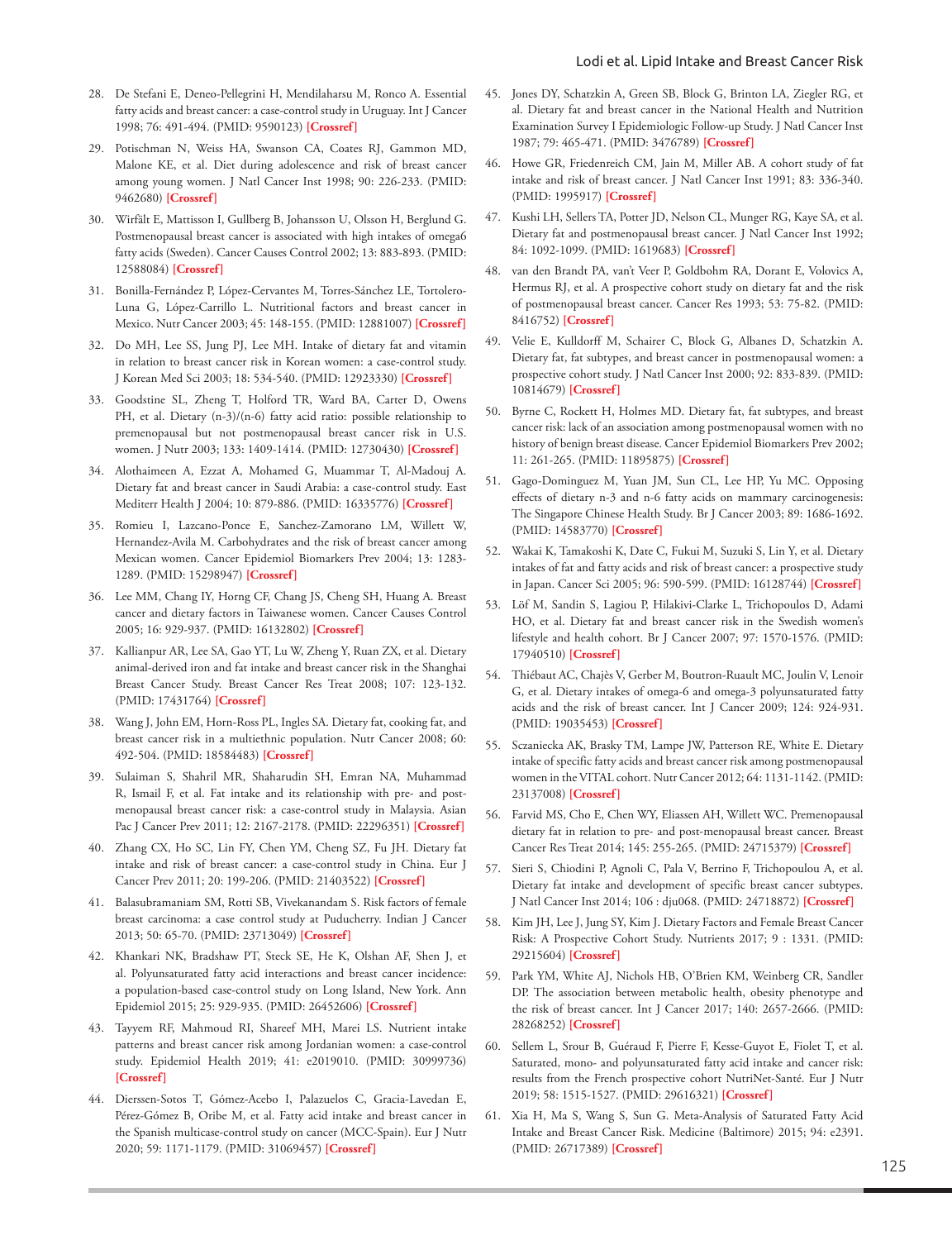28. De Stefani E, Deneo-Pellegrini H, Mendilaharsu M, Ronco A. Essential fatty acids and breast cancer: a case-control study in Uruguay. Int J Cancer 1998; 76: 491-494. (PMID: 9590123) [Crossref]
29. Potischman N, Weiss HA, Swanson CA, Coates RJ, Gammon MD, Malone KE, et al. Diet during adolescence and risk of breast cancer among young women. J Natl Cancer Inst 1998; 90: 226-233. (PMID: 9462680) [Crossref]
30. Wirfält E, Mattisson I, Gullberg B, Johansson U, Olsson H, Berglund G. Postmenopausal breast cancer is associated with high intakes of omega6 fatty acids (Sweden). Cancer Causes Control 2002; 13: 883-893. (PMID: 12588084) [Crossref]
31. Bonilla-Fernández P, López-Cervantes M, Torres-Sánchez LE, Tortolero-Luna G, López-Carrillo L. Nutritional factors and breast cancer in Mexico. Nutr Cancer 2003; 45: 148-155. (PMID: 12881007) [Crossref]
32. Do MH, Lee SS, Jung PJ, Lee MH. Intake of dietary fat and vitamin in relation to breast cancer risk in Korean women: a case-control study. J Korean Med Sci 2003; 18: 534-540. (PMID: 12923330) [Crossref]
33. Goodstine SL, Zheng T, Holford TR, Ward BA, Carter D, Owens PH, et al. Dietary (n-3)/(n-6) fatty acid ratio: possible relationship to premenopausal but not postmenopausal breast cancer risk in U.S. women. J Nutr 2003; 133: 1409-1414. (PMID: 12730430) [Crossref]
34. Alothaimeen A, Ezzat A, Mohamed G, Muammar T, Al-Madouj A. Dietary fat and breast cancer in Saudi Arabia: a case-control study. East Mediterr Health J 2004; 10: 879-886. (PMID: 16335776) [Crossref]
35. Romieu I, Lazcano-Ponce E, Sanchez-Zamorano LM, Willett W, Hernandez-Avila M. Carbohydrates and the risk of breast cancer among Mexican women. Cancer Epidemiol Biomarkers Prev 2004; 13: 1283-1289. (PMID: 15298947) [Crossref]
36. Lee MM, Chang IY, Horng CF, Chang JS, Cheng SH, Huang A. Breast cancer and dietary factors in Taiwanese women. Cancer Causes Control 2005; 16: 929-937. (PMID: 16132802) [Crossref]
37. Kallianpur AR, Lee SA, Gao YT, Lu W, Zheng Y, Ruan ZX, et al. Dietary animal-derived iron and fat intake and breast cancer risk in the Shanghai Breast Cancer Study. Breast Cancer Res Treat 2008; 107: 123-132. (PMID: 17431764) [Crossref]
38. Wang J, John EM, Horn-Ross PL, Ingles SA. Dietary fat, cooking fat, and breast cancer risk in a multiethnic population. Nutr Cancer 2008; 60: 492-504. (PMID: 18584483) [Crossref]
39. Sulaiman S, Shahril MR, Shaharudin SH, Emran NA, Muhammad R, Ismail F, et al. Fat intake and its relationship with pre- and post-menopausal breast cancer risk: a case-control study in Malaysia. Asian Pac J Cancer Prev 2011; 12: 2167-2178. (PMID: 22296351) [Crossref]
40. Zhang CX, Ho SC, Lin FY, Chen YM, Cheng SZ, Fu JH. Dietary fat intake and risk of breast cancer: a case-control study in China. Eur J Cancer Prev 2011; 20: 199-206. (PMID: 21403522) [Crossref]
41. Balasubramaniam SM, Rotti SB, Vivekanandam S. Risk factors of female breast carcinoma: a case control study at Puducherry. Indian J Cancer 2013; 50: 65-70. (PMID: 23713049) [Crossref]
42. Khankari NK, Bradshaw PT, Steck SE, He K, Olshan AF, Shen J, et al. Polyunsaturated fatty acid interactions and breast cancer incidence: a population-based case-control study on Long Island, New York. Ann Epidemiol 2015; 25: 929-935. (PMID: 26452606) [Crossref]
43. Tayyem RF, Mahmoud RI, Shareef MH, Marei LS. Nutrient intake patterns and breast cancer risk among Jordanian women: a case-control study. Epidemiol Health 2019; 41: e2019010. (PMID: 30999736) [Crossref]
44. Dierssen-Sotos T, Gómez-Acebo I, Palazuelos C, Gracia-Lavedan E, Pérez-Gómez B, Oribe M, et al. Fatty acid intake and breast cancer in the Spanish multicase-control study on cancer (MCC-Spain). Eur J Nutr 2020; 59: 1171-1179. (PMID: 31069457) [Crossref]
45. Jones DY, Schatzkin A, Green SB, Block G, Brinton LA, Ziegler RG, et al. Dietary fat and breast cancer in the National Health and Nutrition Examination Survey I Epidemiologic Follow-up Study. J Natl Cancer Inst 1987; 79: 465-471. (PMID: 3476789) [Crossref]
46. Howe GR, Friedenreich CM, Jain M, Miller AB. A cohort study of fat intake and risk of breast cancer. J Natl Cancer Inst 1991; 83: 336-340. (PMID: 1995917) [Crossref]
47. Kushi LH, Sellers TA, Potter JD, Nelson CL, Munger RG, Kaye SA, et al. Dietary fat and postmenopausal breast cancer. J Natl Cancer Inst 1992; 84: 1092-1099. (PMID: 1619683) [Crossref]
48. van den Brandt PA, van't Veer P, Goldbohm RA, Dorant E, Volovics A, Hermus RJ, et al. A prospective cohort study on dietary fat and the risk of postmenopausal breast cancer. Cancer Res 1993; 53: 75-82. (PMID: 8416752) [Crossref]
49. Velie E, Kulldorff M, Schairer C, Block G, Albanes D, Schatzkin A. Dietary fat, fat subtypes, and breast cancer in postmenopausal women: a prospective cohort study. J Natl Cancer Inst 2000; 92: 833-839. (PMID: 10814679) [Crossref]
50. Byrne C, Rockett H, Holmes MD. Dietary fat, fat subtypes, and breast cancer risk: lack of an association among postmenopausal women with no history of benign breast disease. Cancer Epidemiol Biomarkers Prev 2002; 11: 261-265. (PMID: 11895875) [Crossref]
51. Gago-Dominguez M, Yuan JM, Sun CL, Lee HP, Yu MC. Opposing effects of dietary n-3 and n-6 fatty acids on mammary carcinogenesis: The Singapore Chinese Health Study. Br J Cancer 2003; 89: 1686-1692. (PMID: 14583770) [Crossref]
52. Wakai K, Tamakoshi K, Date C, Fukui M, Suzuki S, Lin Y, et al. Dietary intakes of fat and fatty acids and risk of breast cancer: a prospective study in Japan. Cancer Sci 2005; 96: 590-599. (PMID: 16128744) [Crossref]
53. Löf M, Sandin S, Lagiou P, Hilakivi-Clarke L, Trichopoulos D, Adami HO, et al. Dietary fat and breast cancer risk in the Swedish women's lifestyle and health cohort. Br J Cancer 2007; 97: 1570-1576. (PMID: 17940510) [Crossref]
54. Thiébaut AC, Chajès V, Gerber M, Boutron-Ruault MC, Joulin V, Lenoir G, et al. Dietary intakes of omega-6 and omega-3 polyunsaturated fatty acids and the risk of breast cancer. Int J Cancer 2009; 124: 924-931. (PMID: 19035453) [Crossref]
55. Sczaniecka AK, Brasky TM, Lampe JW, Patterson RE, White E. Dietary intake of specific fatty acids and breast cancer risk among postmenopausal women in the VITAL cohort. Nutr Cancer 2012; 64: 1131-1142. (PMID: 23137008) [Crossref]
56. Farvid MS, Cho E, Chen WY, Eliassen AH, Willett WC. Premenopausal dietary fat in relation to pre- and post-menopausal breast cancer. Breast Cancer Res Treat 2014; 145: 255-265. (PMID: 24715379) [Crossref]
57. Sieri S, Chiodini P, Agnoli C, Pala V, Berrino F, Trichopoulou A, et al. Dietary fat intake and development of specific breast cancer subtypes. J Natl Cancer Inst 2014; 106 : dju068. (PMID: 24718872) [Crossref]
58. Kim JH, Lee J, Jung SY, Kim J. Dietary Factors and Female Breast Cancer Risk: A Prospective Cohort Study. Nutrients 2017; 9 : 1331. (PMID: 29215604) [Crossref]
59. Park YM, White AJ, Nichols HB, O'Brien KM, Weinberg CR, Sandler DP. The association between metabolic health, obesity phenotype and the risk of breast cancer. Int J Cancer 2017; 140: 2657-2666. (PMID: 28268252) [Crossref]
60. Sellem L, Srour B, Guéraud F, Pierre F, Kesse-Guyot E, Fiolet T, et al. Saturated, mono- and polyunsaturated fatty acid intake and cancer risk: results from the French prospective cohort NutriNet-Santé. Eur J Nutr 2019; 58: 1515-1527. (PMID: 29616321) [Crossref]
61. Xia H, Ma S, Wang S, Sun G. Meta-Analysis of Saturated Fatty Acid Intake and Breast Cancer Risk. Medicine (Baltimore) 2015; 94: e2391. (PMID: 26717389) [Crossref]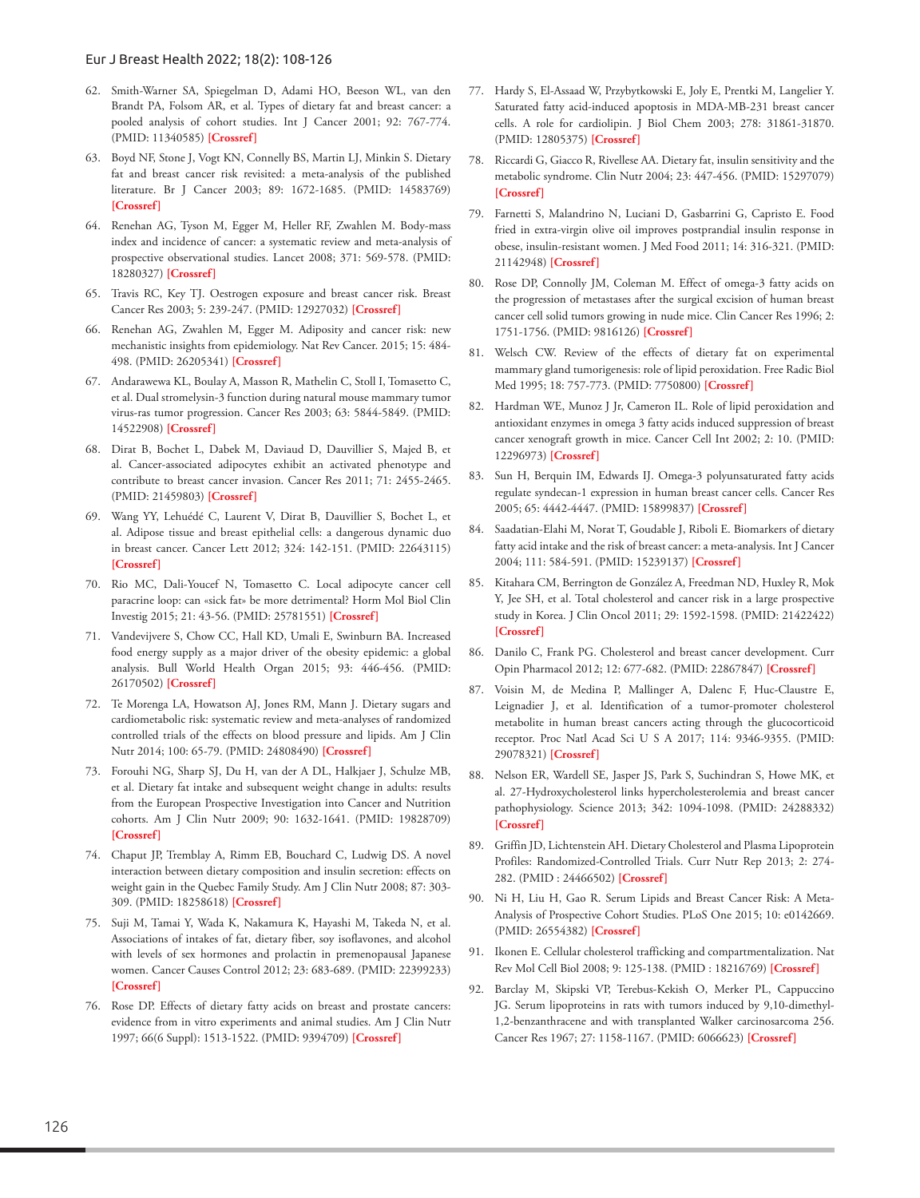62. Smith-Warner SA, Spiegelman D, Adami HO, Beeson WL, van den Brandt PA, Folsom AR, et al. Types of dietary fat and breast cancer: a pooled analysis of cohort studies. Int J Cancer 2001; 92: 767-774. (PMID: 11340585) **[Crossref]**
63. Boyd NF, Stone J, Vogt KN, Connelly BS, Martin LJ, Minkin S. Dietary fat and breast cancer risk revisited: a meta-analysis of the published literature. Br J Cancer 2003; 89: 1672-1685. (PMID: 14583769) **[Crossref]**
64. Renehan AG, Tyson M, Egger M, Heller RF, Zwahlen M. Body-mass index and incidence of cancer: a systematic review and meta-analysis of prospective observational studies. Lancet 2008; 371: 569-578. (PMID: 18280327) **[Crossref]**
65. Travis RC, Key TJ. Oestrogen exposure and breast cancer risk. Breast Cancer Res 2003; 5: 239-247. (PMID: 12927032) **[Crossref]**
66. Renehan AG, Zwahlen M, Egger M. Adiposity and cancer risk: new mechanistic insights from epidemiology. Nat Rev Cancer. 2015; 15: 484-498. (PMID: 26205341) **[Crossref]**
67. Andarawewa KL, Boulay A, Masson R, Mathelin C, Stoll I, Tomasetto C, et al. Dual stromelysin-3 function during natural mouse mammary tumor virus-ras tumor progression. Cancer Res 2003; 63: 5844-5849. (PMID: 14522908) **[Crossref]**
68. Dirat B, Bochet L, Dabek M, Daviaud D, Dauvillier S, Majed B, et al. Cancer-associated adipocytes exhibit an activated phenotype and contribute to breast cancer invasion. Cancer Res 2011; 71: 2455-2465. (PMID: 21459803) **[Crossref]**
69. Wang YY, Lehuédé C, Laurent V, Dirat B, Dauvillier S, Bochet L, et al. Adipose tissue and breast epithelial cells: a dangerous dynamic duo in breast cancer. Cancer Lett 2012; 324: 142-151. (PMID: 22643115) **[Crossref]**
70. Rio MC, Dali-Youcef N, Tomasetto C. Local adipocyte cancer cell paracrine loop: can «sick fat» be more detrimental? Horm Mol Biol Clin Investig 2015; 21: 43-56. (PMID: 25781551) **[Crossref]**
71. Vandevijvere S, Chow CC, Hall KD, Umali E, Swinburn BA. Increased food energy supply as a major driver of the obesity epidemic: a global analysis. Bull World Health Organ 2015; 93: 446-456. (PMID: 26170502) **[Crossref]**
72. Te Morenga LA, Howatson AJ, Jones RM, Mann J. Dietary sugars and cardiometabolic risk: systematic review and meta-analyses of randomized controlled trials of the effects on blood pressure and lipids. Am J Clin Nutr 2014; 100: 65-79. (PMID: 24808490) **[Crossref]**
73. Forouhi NG, Sharp SJ, Du H, van der A DL, Halkjaer J, Schulze MB, et al. Dietary fat intake and subsequent weight change in adults: results from the European Prospective Investigation into Cancer and Nutrition cohorts. Am J Clin Nutr 2009; 90: 1632-1641. (PMID: 19828709) **[Crossref]**
74. Chaput JP, Tremblay A, Rimm EB, Bouchard C, Ludwig DS. A novel interaction between dietary composition and insulin secretion: effects on weight gain in the Quebec Family Study. Am J Clin Nutr 2008; 87: 303-309. (PMID: 18258618) **[Crossref]**
75. Suji M, Tamai Y, Wada K, Nakamura K, Hayashi M, Takeda N, et al. Associations of intakes of fat, dietary fiber, soy isoflavones, and alcohol with levels of sex hormones and prolactin in premenopausal Japanese women. Cancer Causes Control 2012; 23: 683-689. (PMID: 22399233) **[Crossref]**
76. Rose DP. Effects of dietary fatty acids on breast and prostate cancers: evidence from in vitro experiments and animal studies. Am J Clin Nutr 1997; 66(6 Suppl): 1513-1522. (PMID: 9394709) **[Crossref]**
77. Hardy S, El-Assaad W, Przybytkowski E, Joly E, Prentki M, Langelier Y. Saturated fatty acid-induced apoptosis in MDA-MB-231 breast cancer cells. A role for cardiolipin. J Biol Chem 2003; 278: 31861-31870. (PMID: 12805375) **[Crossref]**
78. Riccardi G, Giacco R, Rivellese AA. Dietary fat, insulin sensitivity and the metabolic syndrome. Clin Nutr 2004; 23: 447-456. (PMID: 15297079) **[Crossref]**
79. Farnetti S, Malandrino N, Luciani D, Gasbarrini G, Capristo E. Food fried in extra-virgin olive oil improves postprandial insulin response in obese, insulin-resistant women. J Med Food 2011; 14: 316-321. (PMID: 21142948) **[Crossref]**
80. Rose DP, Connolly JM, Coleman M. Effect of omega-3 fatty acids on the progression of metastases after the surgical excision of human breast cancer cell solid tumors growing in nude mice. Clin Cancer Res 1996; 2: 1751-1756. (PMID: 9816126) **[Crossref]**
81. Welsch CW. Review of the effects of dietary fat on experimental mammary gland tumorigenesis: role of lipid peroxidation. Free Radic Biol Med 1995; 18: 757-773. (PMID: 7750800) **[Crossref]**
82. Hardman WE, Munoz J Jr, Cameron IL. Role of lipid peroxidation and antioxidant enzymes in omega 3 fatty acids induced suppression of breast cancer xenograft growth in mice. Cancer Cell Int 2002; 2: 10. (PMID: 12296973) **[Crossref]**
83. Sun H, Berquin IM, Edwards IJ. Omega-3 polyunsaturated fatty acids regulate syndecan-1 expression in human breast cancer cells. Cancer Res 2005; 65: 4442-4447. (PMID: 15899837) **[Crossref]**
84. Saadatian-Elahi M, Norat T, Goudable J, Riboli E. Biomarkers of dietary fatty acid intake and the risk of breast cancer: a meta-analysis. Int J Cancer 2004; 111: 584-591. (PMID: 15239137) **[Crossref]**
85. Kitahara CM, Berrington de González A, Freedman ND, Huxley R, Mok Y, Jee SH, et al. Total cholesterol and cancer risk in a large prospective study in Korea. J Clin Oncol 2011; 29: 1592-1598. (PMID: 21422422) **[Crossref]**
86. Danilo C, Frank PG. Cholesterol and breast cancer development. Curr Opin Pharmacol 2012; 12: 677-682. (PMID: 22867847) **[Crossref]**
87. Voisin M, de Medina P, Mallinger A, Dalenc F, Huc-Claustre E, Leignadier J, et al. Identification of a tumor-promoter cholesterol metabolite in human breast cancers acting through the glucocorticoid receptor. Proc Natl Acad Sci U S A 2017; 114: 9346-9355. (PMID: 29078321) **[Crossref]**
88. Nelson ER, Wardell SE, Jasper JS, Park S, Suchindran S, Howe MK, et al. 27-Hydroxycholesterol links hypercholesterolemia and breast cancer pathophysiology. Science 2013; 342: 1094-1098. (PMID: 24288332) **[Crossref]**
89. Griffin JD, Lichtenstein AH. Dietary Cholesterol and Plasma Lipoprotein Profiles: Randomized-Controlled Trials. Curr Nutr Rep 2013; 2: 274-282. (PMID : 24466502) **[Crossref]**
90. Ni H, Liu H, Gao R. Serum Lipids and Breast Cancer Risk: A Meta-Analysis of Prospective Cohort Studies. PLoS One 2015; 10: e0142669. (PMID: 26554382) **[Crossref]**
91. Ikonen E. Cellular cholesterol trafficking and compartmentalization. Nat Rev Mol Cell Biol 2008; 9: 125-138. (PMID : 18216769) **[Crossref]**
92. Barclay M, Skipski VP, Terebus-Kekish O, Merker PL, Cappuccino JG. Serum lipoproteins in rats with tumors induced by 9,10-dimethyl-1,2-benzanthracene and with transplanted Walker carcinosarcoma 256. Cancer Res 1967; 27: 1158-1167. (PMID: 6066623) **[Crossref]**